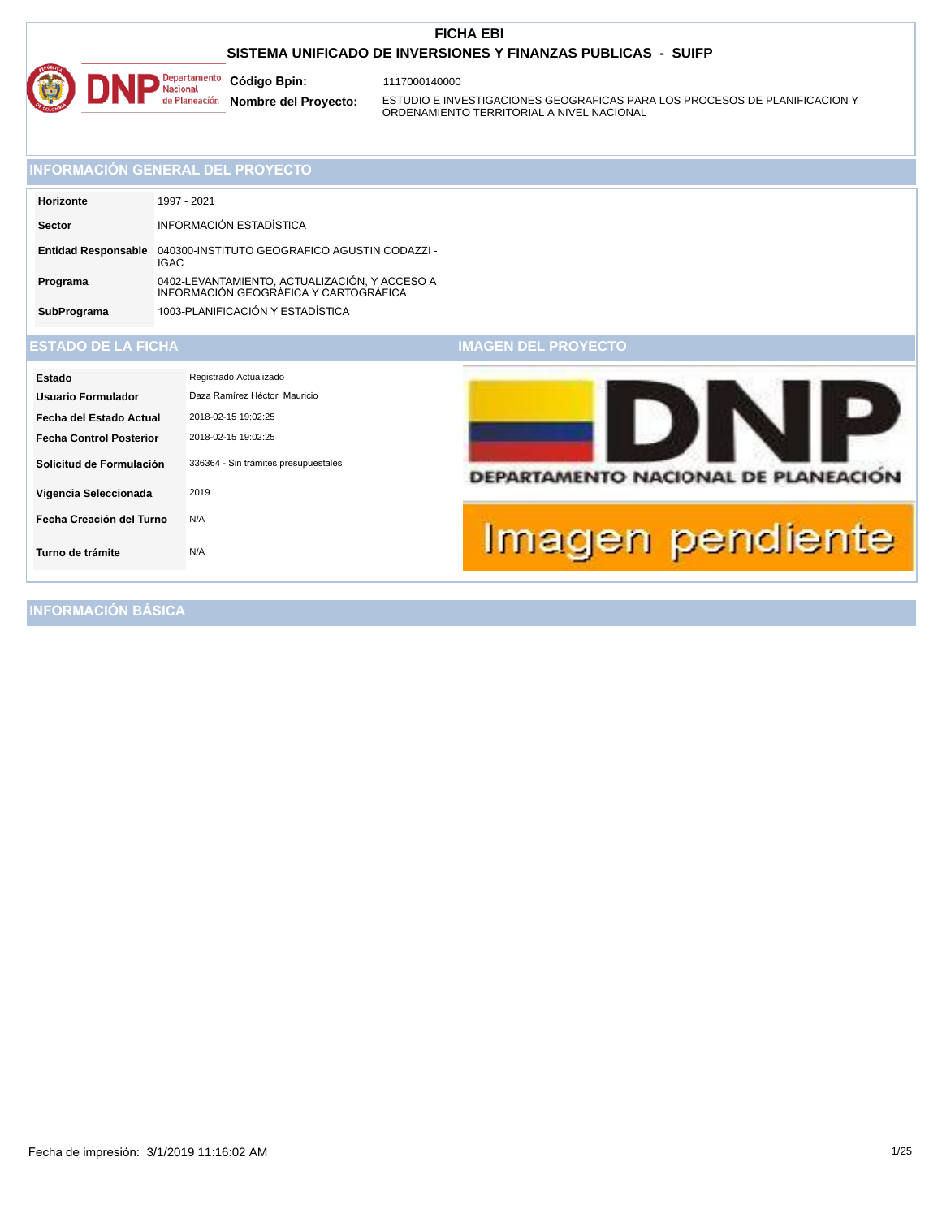# FICHA EBI

## SISTEMA UNIFICADO DE INVERSIONES Y FINANZAS PUBLICAS - SUIFP

| | |
|---|---|
| **Código Bpin:** | 1117000140000 |
| **Nombre del Proyecto:** | ESTUDIO E INVESTIGACIONES GEOGRAFICAS PARA LOS PROCESOS DE PLANIFICACION Y ORDENAMIENTO TERRITORIAL A NIVEL NACIONAL |

## INFORMACIÓN GENERAL DEL PROYECTO

| | |
|---|---|
| **Horizonte** | 1997 - 2021 |
| **Sector** | INFORMACIÓN ESTADÍSTICA |
| **Entidad Responsable** | 040300-INSTITUTO GEOGRAFICO AGUSTIN CODAZZI - IGAC |
| **Programa** | 0402-LEVANTAMIENTO, ACTUALIZACIÓN, Y ACCESO A INFORMACIÓN GEOGRÁFICA Y CARTOGRÁFICA |
| **SubPrograma** | 1003-PLANIFICACIÓN Y ESTADÍSTICA |

## ESTADO DE LA FICHA

| | |
|---|---|
| **Estado** | Registrado Actualizado |
| **Usuario Formulador** | Daza Ramírez Héctor Mauricio |
| **Fecha del Estado Actual** | 2018-02-15 19:02:25 |
| **Fecha Control Posterior** | 2018-02-15 19:02:25 |
| **Solicitud de Formulación** | 336364 - Sin trámites presupuestales |
| **Vigencia Seleccionada** | 2019 |
| **Fecha Creación del Turno** | N/A |
| **Turno de trámite** | N/A |

## IMAGEN DEL PROYECTO

DNP DEPARTAMENTO NACIONAL DE PLANEACIÓN

Imagen pendiente

## INFORMACIÓN BÁSICA

Fecha de impresión: 3/1/2019 11:16:02 AM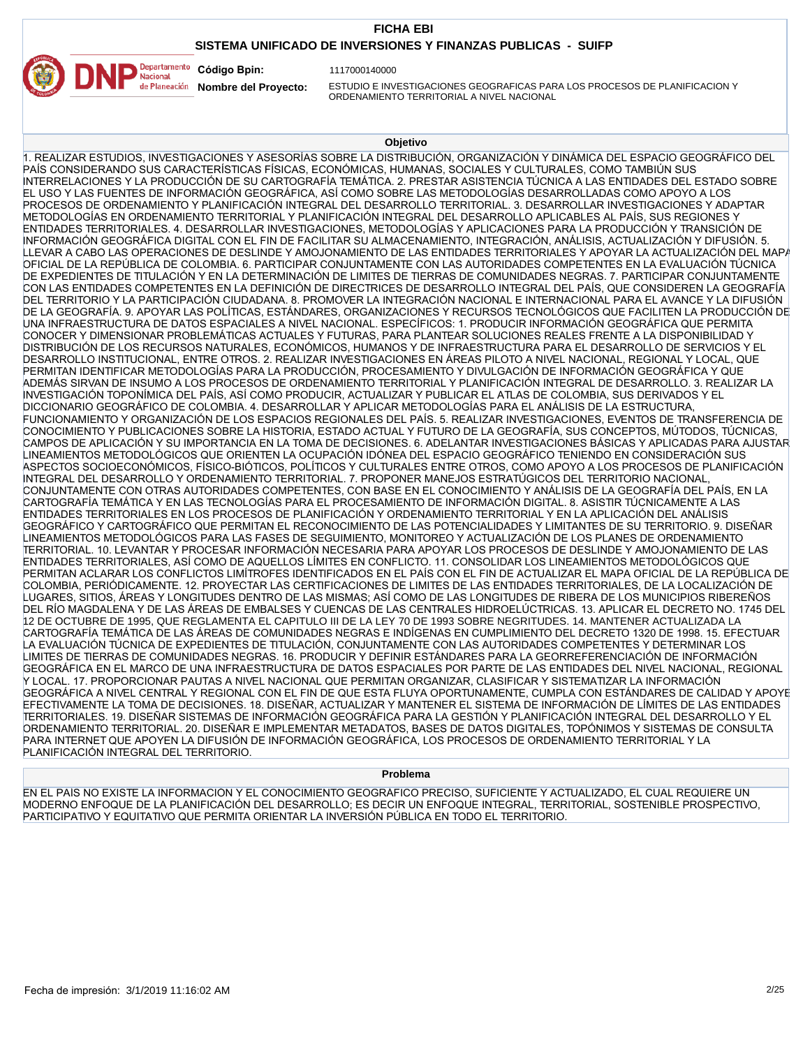**FICHA EBI**

**SISTEMA UNIFICADO DE INVERSIONES Y FINANZAS PUBLICAS - SUIFP**

**Código Bpin:** 1117000140000

**Nombre del Proyecto:** ESTUDIO E INVESTIGACIONES GEOGRAFICAS PARA LOS PROCESOS DE PLANIFICACION Y ORDENAMIENTO TERRITORIAL A NIVEL NACIONAL

**Objetivo**

1. REALIZAR ESTUDIOS, INVESTIGACIONES Y ASESORÍAS SOBRE LA DISTRIBUCIÓN, ORGANIZACIÓN Y DINÁMICA DEL ESPACIO GEOGRÁFICO DEL PAÍS CONSIDERANDO SUS CARACTERÍSTICAS FÍSICAS, ECONÓMICAS, HUMANAS, SOCIALES Y CULTURALES, COMO TAMBIÚN SUS INTERRELACIONES Y LA PRODUCCIÓN DE SU CARTOGRAFÍA TEMÁTICA. 2. PRESTAR ASISTENCIA TÚCNICA A LAS ENTIDADES DEL ESTADO SOBRE EL USO Y LAS FUENTES DE INFORMACIÓN GEOGRÁFICA, ASÍ COMO SOBRE LAS METODOLOGÍAS DESARROLLADAS COMO APOYO A LOS PROCESOS DE ORDENAMIENTO Y PLANIFICACIÓN INTEGRAL DEL DESARROLLO TERRITORIAL. 3. DESARROLLAR INVESTIGACIONES Y ADAPTAR METODOLOGÍAS EN ORDENAMIENTO TERRITORIAL Y PLANIFICACIÓN INTEGRAL DEL DESARROLLO APLICABLES AL PAÍS, SUS REGIONES Y ENTIDADES TERRITORIALES. 4. DESARROLLAR INVESTIGACIONES, METODOLOGÍAS Y APLICACIONES PARA LA PRODUCCIÓN Y TRANSICIÓN DE INFORMACIÓN GEOGRÁFICA DIGITAL CON EL FIN DE FACILITAR SU ALMACENAMIENTO, INTEGRACIÓN, ANÁLISIS, ACTUALIZACIÓN Y DIFUSIÓN. 5. LLEVAR A CABO LAS OPERACIONES DE DESLINDE Y AMOJONAMIENTO DE LAS ENTIDADES TERRITORIALES Y APOYAR LA ACTUALIZACIÓN DEL MAPA OFICIAL DE LA REPÚBLICA DE COLOMBIA. 6. PARTICIPAR CONJUNTAMENTE CON LAS AUTORIDADES COMPETENTES EN LA EVALUACIÓN TÚCNICA DE EXPEDIENTES DE TITULACIÓN Y EN LA DETERMINACIÓN DE LIMITES DE TIERRAS DE COMUNIDADES NEGRAS. 7. PARTICIPAR CONJUNTAMENTE CON LAS ENTIDADES COMPETENTES EN LA DEFINICIÓN DE DIRECTRICES DE DESARROLLO INTEGRAL DEL PAÍS, QUE CONSIDEREN LA GEOGRAFÍA DEL TERRITORIO Y LA PARTICIPACIÓN CIUDADANA. 8. PROMOVER LA INTEGRACIÓN NACIONAL E INTERNACIONAL PARA EL AVANCE Y LA DIFUSIÓN DE LA GEOGRAFÍA. 9. APOYAR LAS POLÍTICAS, ESTÁNDARES, ORGANIZACIONES Y RECURSOS TECNOLÓGICOS QUE FACILITEN LA PRODUCCIÓN DE UNA INFRAESTRUCTURA DE DATOS ESPACIALES A NIVEL NACIONAL. ESPECÍFICOS: 1. PRODUCIR INFORMACIÓN GEOGRÁFICA QUE PERMITA CONOCER Y DIMENSIONAR PROBLEMÁTICAS ACTUALES Y FUTURAS, PARA PLANTEAR SOLUCIONES REALES FRENTE A LA DISPONIBILIDAD Y DISTRIBUCIÓN DE LOS RECURSOS NATURALES, ECONÓMICOS, HUMANOS Y DE INFRAESTRUCTURA PARA EL DESARROLLO DE SERVICIOS Y EL DESARROLLO INSTITUCIONAL, ENTRE OTROS. 2. REALIZAR INVESTIGACIONES EN ÁREAS PILOTO A NIVEL NACIONAL, REGIONAL Y LOCAL, QUE PERMITAN IDENTIFICAR METODOLOGÍAS PARA LA PRODUCCIÓN, PROCESAMIENTO Y DIVULGACIÓN DE INFORMACIÓN GEOGRÁFICA Y QUE ADEMÁS SIRVAN DE INSUMO A LOS PROCESOS DE ORDENAMIENTO TERRITORIAL Y PLANIFICACIÓN INTEGRAL DE DESARROLLO. 3. REALIZAR LA INVESTIGACIÓN TOPONÍMICA DEL PAÍS, ASÍ COMO PRODUCIR, ACTUALIZAR Y PUBLICAR EL ATLAS DE COLOMBIA, SUS DERIVADOS Y EL DICCIONARIO GEOGRÁFICO DE COLOMBIA. 4. DESARROLLAR Y APLICAR METODOLOGÍAS PARA EL ANÁLISIS DE LA ESTRUCTURA, FUNCIONAMIENTO Y ORGANIZACIÓN DE LOS ESPACIOS REGIONALES DEL PAÍS. 5. REALIZAR INVESTIGACIONES, EVENTOS DE TRANSFERENCIA DE CONOCIMIENTO Y PUBLICACIONES SOBRE LA HISTORIA, ESTADO ACTUAL Y FUTURO DE LA GEOGRAFÍA, SUS CONCEPTOS, MÚTODOS, TÚCNICAS, CAMPOS DE APLICACIÓN Y SU IMPORTANCIA EN LA TOMA DE DECISIONES. 6. ADELANTAR INVESTIGACIONES BÁSICAS Y APLICADAS PARA AJUSTAR LINEAMIENTOS METODOLÓGICOS QUE ORIENTEN LA OCUPACIÓN IDÓNEA DEL ESPACIO GEOGRÁFICO TENIENDO EN CONSIDERACIÓN SUS ASPECTOS SOCIOECONÓMICOS, FÍSICO-BIÓTICOS, POLÍTICOS Y CULTURALES ENTRE OTROS, COMO APOYO A LOS PROCESOS DE PLANIFICACIÓN INTEGRAL DEL DESARROLLO Y ORDENAMIENTO TERRITORIAL. 7. PROPONER MANEJOS ESTRATÚGICOS DEL TERRITORIO NACIONAL, CONJUNTAMENTE CON OTRAS AUTORIDADES COMPETENTES, CON BASE EN EL CONOCIMIENTO Y ANÁLISIS DE LA GEOGRAFÍA DEL PAÍS, EN LA CARTOGRAFÍA TEMÁTICA Y EN LAS TECNOLOGÍAS PARA EL PROCESAMIENTO DE INFORMACIÓN DIGITAL. 8. ASISTIR TÚCNICAMENTE A LAS ENTIDADES TERRITORIALES EN LOS PROCESOS DE PLANIFICACIÓN Y ORDENAMIENTO TERRITORIAL Y EN LA APLICACIÓN DEL ANÁLISIS GEOGRÁFICO Y CARTOGRÁFICO QUE PERMITAN EL RECONOCIMIENTO DE LAS POTENCIALIDADES Y LIMITANTES DE SU TERRITORIO. 9. DISEÑAR LINEAMIENTOS METODOLÓGICOS PARA LAS FASES DE SEGUIMIENTO, MONITOREO Y ACTUALIZACIÓN DE LOS PLANES DE ORDENAMIENTO TERRITORIAL. 10. LEVANTAR Y PROCESAR INFORMACIÓN NECESARIA PARA APOYAR LOS PROCESOS DE DESLINDE Y AMOJONAMIENTO DE LAS ENTIDADES TERRITORIALES, ASÍ COMO DE AQUELLOS LÍMITES EN CONFLICTO. 11. CONSOLIDAR LOS LINEAMIENTOS METODOLÓGICOS QUE PERMITAN ACLARAR LOS CONFLICTOS LIMÍTROFES IDENTIFICADOS EN EL PAÍS CON EL FIN DE ACTUALIZAR EL MAPA OFICIAL DE LA REPÚBLICA DE COLOMBIA, PERIÓDICAMENTE. 12. PROYECTAR LAS CERTIFICACIONES DE LIMITES DE LAS ENTIDADES TERRITORIALES, DE LA LOCALIZACIÓN DE LUGARES, SITIOS, ÁREAS Y LONGITUDES DENTRO DE LAS MISMAS; ASÍ COMO DE LAS LONGITUDES DE RIBERA DE LOS MUNICIPIOS RIBEREÑOS DEL RÍO MAGDALENA Y DE LAS ÁREAS DE EMBALSES Y CUENCAS DE LAS CENTRALES HIDROELÚCTRICAS. 13. APLICAR EL DECRETO NO. 1745 DEL 12 DE OCTUBRE DE 1995, QUE REGLAMENTA EL CAPITULO III DE LA LEY 70 DE 1993 SOBRE NEGRITUDES. 14. MANTENER ACTUALIZADA LA CARTOGRAFÍA TEMÁTICA DE LAS ÁREAS DE COMUNIDADES NEGRAS E INDÍGENAS EN CUMPLIMIENTO DEL DECRETO 1320 DE 1998. 15. EFECTUAR LA EVALUACIÓN TÚCNICA DE EXPEDIENTES DE TITULACIÓN, CONJUNTAMENTE CON LAS AUTORIDADES COMPETENTES Y DETERMINAR LOS LIMITES DE TIERRAS DE COMUNIDADES NEGRAS. 16. PRODUCIR Y DEFINIR ESTÁNDARES PARA LA GEORREFERENCIACIÓN DE INFORMACIÓN GEOGRÁFICA EN EL MARCO DE UNA INFRAESTRUCTURA DE DATOS ESPACIALES POR PARTE DE LAS ENTIDADES DEL NIVEL NACIONAL, REGIONAL Y LOCAL. 17. PROPORCIONAR PAUTAS A NIVEL NACIONAL QUE PERMITAN ORGANIZAR, CLASIFICAR Y SISTEMATIZAR LA INFORMACIÓN GEOGRÁFICA A NIVEL CENTRAL Y REGIONAL CON EL FIN DE QUE ESTA FLUYA OPORTUNAMENTE, CUMPLA CON ESTÁNDARES DE CALIDAD Y APOYE EFECTIVAMENTE LA TOMA DE DECISIONES. 18. DISEÑAR, ACTUALIZAR Y MANTENER EL SISTEMA DE INFORMACIÓN DE LÍMITES DE LAS ENTIDADES TERRITORIALES. 19. DISEÑAR SISTEMAS DE INFORMACIÓN GEOGRÁFICA PARA LA GESTIÓN Y PLANIFICACIÓN INTEGRAL DEL DESARROLLO Y EL ORDENAMIENTO TERRITORIAL. 20. DISEÑAR E IMPLEMENTAR METADATOS, BASES DE DATOS DIGITALES, TOPÓNIMOS Y SISTEMAS DE CONSULTA PARA INTERNET QUE APOYEN LA DIFUSIÓN DE INFORMACIÓN GEOGRÁFICA, LOS PROCESOS DE ORDENAMIENTO TERRITORIAL Y LA PLANIFICACIÓN INTEGRAL DEL TERRITORIO.

**Problema**

EN EL PAIS NO EXISTE LA INFORMACION Y EL CONOCIMIENTO GEOGRAFICO PRECISO, SUFICIENTE Y ACTUALIZADO, EL CUAL REQUIERE UN MODERNO ENFOQUE DE LA PLANIFICACIÓN DEL DESARROLLO; ES DECIR UN ENFOQUE INTEGRAL, TERRITORIAL, SOSTENIBLE PROSPECTIVO, PARTICIPATIVO Y EQUITATIVO QUE PERMITA ORIENTAR LA INVERSIÓN PÚBLICA EN TODO EL TERRITORIO.

Fecha de impresión: 3/1/2019 11:16:02 AM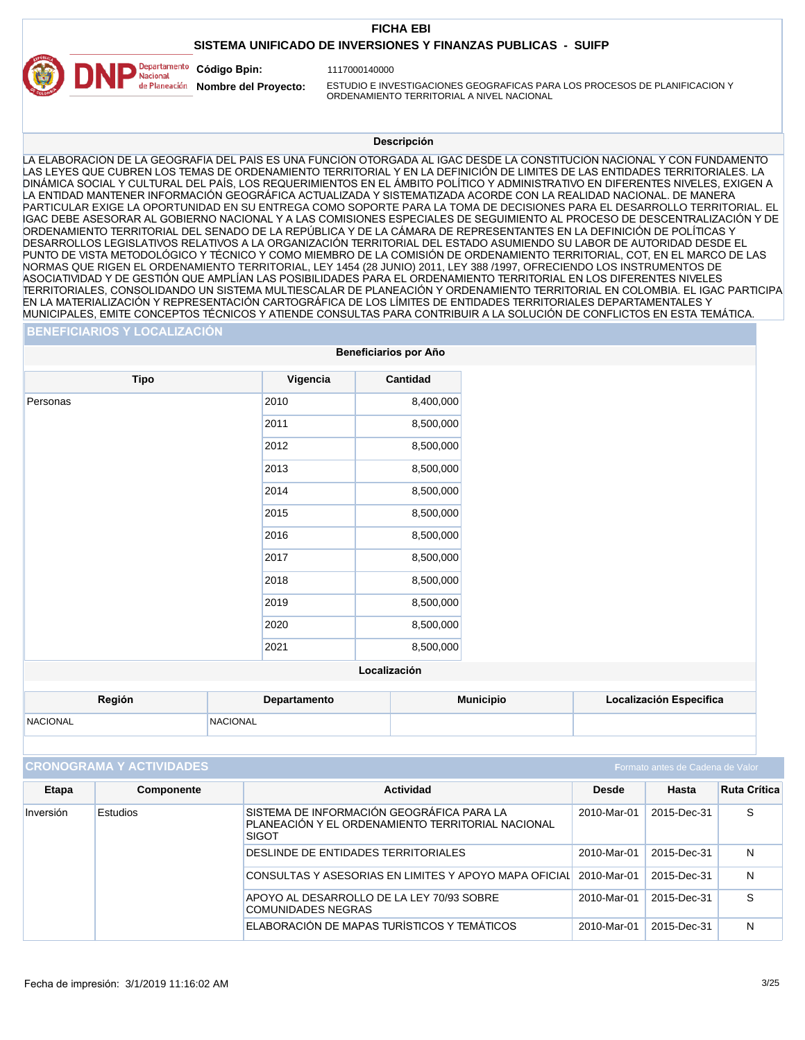# FICHA EBI

## SISTEMA UNIFICADO DE INVERSIONES Y FINANZAS PUBLICAS - SUIFP

**Código Bpin:** 1117000140000

**Nombre del Proyecto:** ESTUDIO E INVESTIGACIONES GEOGRAFICAS PARA LOS PROCESOS DE PLANIFICACION Y ORDENAMIENTO TERRITORIAL A NIVEL NACIONAL

### Descripción

LA ELABORACION DE LA GEOGRAFIA DEL PAIS ES UNA FUNCION OTORGADA AL IGAC DESDE LA CONSTITUCION NACIONAL Y CON FUNDAMENTO LAS LEYES QUE CUBREN LOS TEMAS DE ORDENAMIENTO TERRITORIAL Y EN LA DEFINICIÓN DE LIMITES DE LAS ENTIDADES TERRITORIALES. LA DINÁMICA SOCIAL Y CULTURAL DEL PAÍS, LOS REQUERIMIENTOS EN EL ÁMBITO POLÍTICO Y ADMINISTRATIVO EN DIFERENTES NIVELES, EXIGEN A LA ENTIDAD MANTENER INFORMACIÓN GEOGRÁFICA ACTUALIZADA Y SISTEMATIZADA ACORDE CON LA REALIDAD NACIONAL. DE MANERA PARTICULAR EXIGE LA OPORTUNIDAD EN SU ENTREGA COMO SOPORTE PARA LA TOMA DE DECISIONES PARA EL DESARROLLO TERRITORIAL. EL IGAC DEBE ASESORAR AL GOBIERNO NACIONAL Y A LAS COMISIONES ESPECIALES DE SEGUIMIENTO AL PROCESO DE DESCENTRALIZACIÓN Y DE ORDENAMIENTO TERRITORIAL DEL SENADO DE LA REPÚBLICA Y DE LA CÁMARA DE REPRESENTANTES EN LA DEFINICIÓN DE POLÍTICAS Y DESARROLLOS LEGISLATIVOS RELATIVOS A LA ORGANIZACIÓN TERRITORIAL DEL ESTADO ASUMIENDO SU LABOR DE AUTORIDAD DESDE EL PUNTO DE VISTA METODOLÓGICO Y TÉCNICO Y COMO MIEMBRO DE LA COMISIÓN DE ORDENAMIENTO TERRITORIAL, COT, EN EL MARCO DE LAS NORMAS QUE RIGEN EL ORDENAMIENTO TERRITORIAL, LEY 1454 (28 JUNIO) 2011, LEY 388 /1997, OFRECIENDO LOS INSTRUMENTOS DE ASOCIATIVIDAD Y DE GESTIÓN QUE AMPLÍAN LAS POSIBILIDADES PARA EL ORDENAMIENTO TERRITORIAL EN LOS DIFERENTES NIVELES TERRITORIALES, CONSOLIDANDO UN SISTEMA MULTIESCALAR DE PLANEACIÓN Y ORDENAMIENTO TERRITORIAL EN COLOMBIA. EL IGAC PARTICIPA EN LA MATERIALIZACIÓN Y REPRESENTACIÓN CARTOGRÁFICA DE LOS LÍMITES DE ENTIDADES TERRITORIALES DEPARTAMENTALES Y MUNICIPALES, EMITE CONCEPTOS TÉCNICOS Y ATIENDE CONSULTAS PARA CONTRIBUIR A LA SOLUCIÓN DE CONFLICTOS EN ESTA TEMÁTICA.

## BENEFICIARIOS Y LOCALIZACIÓN

### Beneficiarios por Año

| Tipo | Vigencia | Cantidad |
|---|---|---|
| Personas | 2010 | 8,400,000 |
| | 2011 | 8,500,000 |
| | 2012 | 8,500,000 |
| | 2013 | 8,500,000 |
| | 2014 | 8,500,000 |
| | 2015 | 8,500,000 |
| | 2016 | 8,500,000 |
| | 2017 | 8,500,000 |
| | 2018 | 8,500,000 |
| | 2019 | 8,500,000 |
| | 2020 | 8,500,000 |
| | 2021 | 8,500,000 |

### Localización

| Región | Departamento | Municipio | Localización Especifica |
|---|---|---|---|
| NACIONAL | NACIONAL | | |

## CRONOGRAMA Y ACTIVIDADES

Formato antes de Cadena de Valor

| Etapa | Componente | Actividad | Desde | Hasta | Ruta Crítica |
|---|---|---|---|---|---|
| Inversión | Estudios | SISTEMA DE INFORMACIÓN GEOGRÁFICA PARA LA PLANEACIÓN Y EL ORDENAMIENTO TERRITORIAL NACIONAL SIGOT | 2010-Mar-01 | 2015-Dec-31 | S |
| | | DESLINDE DE ENTIDADES TERRITORIALES | 2010-Mar-01 | 2015-Dec-31 | N |
| | | CONSULTAS Y ASESORIAS EN LIMITES Y APOYO MAPA OFICIAL | 2010-Mar-01 | 2015-Dec-31 | N |
| | | APOYO AL DESARROLLO DE LA LEY 70/93 SOBRE COMUNIDADES NEGRAS | 2010-Mar-01 | 2015-Dec-31 | S |
| | | ELABORACIÓN DE MAPAS TURÍSTICOS Y TEMÁTICOS | 2010-Mar-01 | 2015-Dec-31 | N |

Fecha de impresión: 3/1/2019 11:16:02 AM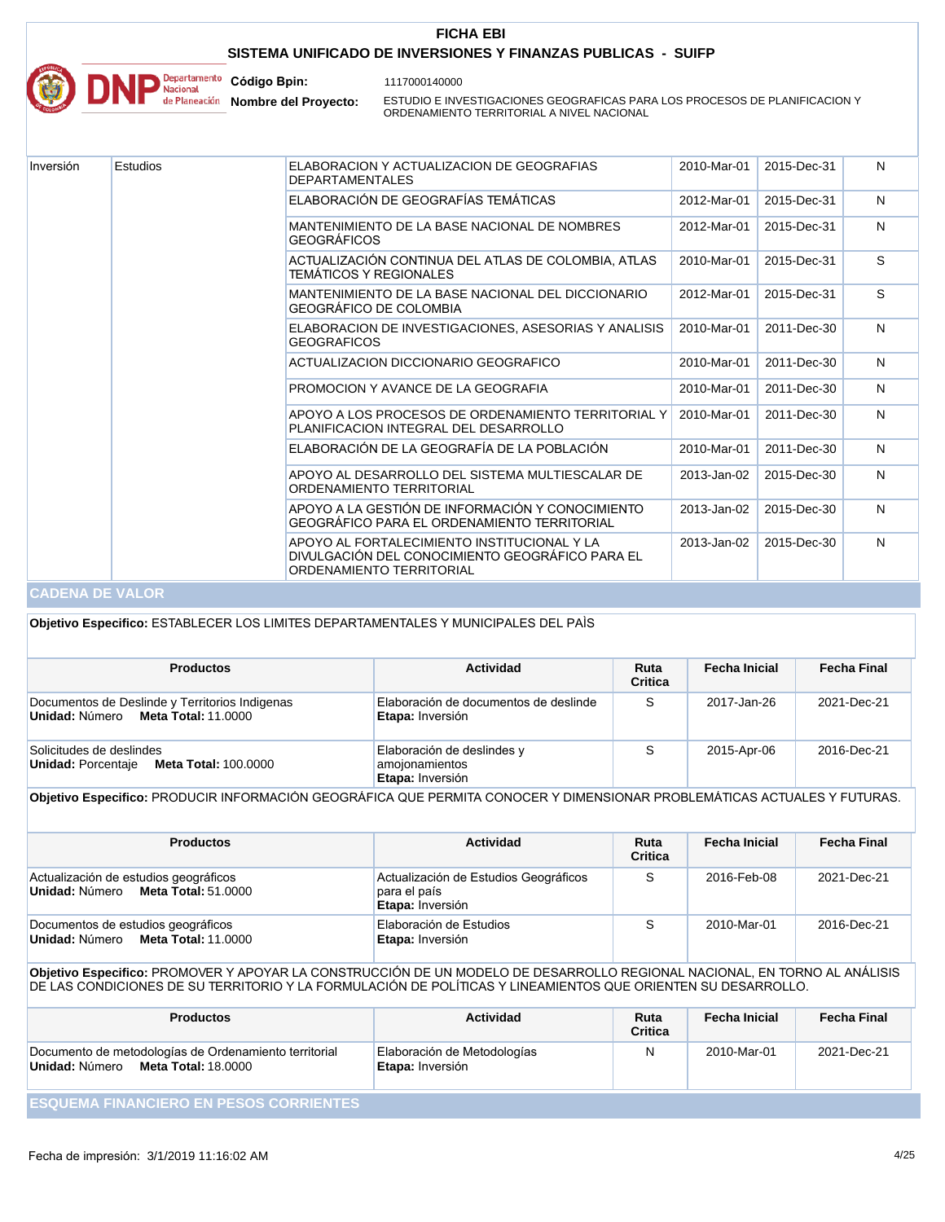**FICHA EBI**

**SISTEMA UNIFICADO DE INVERSIONES Y FINANZAS PUBLICAS - SUIFP**

**Código Bpin:** 1117000140000

**Nombre del Proyecto:** ESTUDIO E INVESTIGACIONES GEOGRAFICAS PARA LOS PROCESOS DE PLANIFICACION Y ORDENAMIENTO TERRITORIAL A NIVEL NACIONAL

| | | | | | |
|---|---|---|---|---|---|
| Inversión | Estudios | ELABORACION Y ACTUALIZACION DE GEOGRAFIAS DEPARTAMENTALES | 2010-Mar-01 | 2015-Dec-31 | N |
| | | ELABORACIÓN DE GEOGRAFÍAS TEMÁTICAS | 2012-Mar-01 | 2015-Dec-31 | N |
| | | MANTENIMIENTO DE LA BASE NACIONAL DE NOMBRES GEOGRÁFICOS | 2012-Mar-01 | 2015-Dec-31 | N |
| | | ACTUALIZACIÓN CONTINUA DEL ATLAS DE COLOMBIA, ATLAS TEMÁTICOS Y REGIONALES | 2010-Mar-01 | 2015-Dec-31 | S |
| | | MANTENIMIENTO DE LA BASE NACIONAL DEL DICCIONARIO GEOGRÁFICO DE COLOMBIA | 2012-Mar-01 | 2015-Dec-31 | S |
| | | ELABORACION DE INVESTIGACIONES, ASESORIAS Y ANALISIS GEOGRAFICOS | 2010-Mar-01 | 2011-Dec-30 | N |
| | | ACTUALIZACION DICCIONARIO GEOGRAFICO | 2010-Mar-01 | 2011-Dec-30 | N |
| | | PROMOCION Y AVANCE DE LA GEOGRAFIA | 2010-Mar-01 | 2011-Dec-30 | N |
| | | APOYO A LOS PROCESOS DE ORDENAMIENTO TERRITORIAL Y PLANIFICACION INTEGRAL DEL DESARROLLO | 2010-Mar-01 | 2011-Dec-30 | N |
| | | ELABORACIÓN DE LA GEOGRAFÍA DE LA POBLACIÓN | 2010-Mar-01 | 2011-Dec-30 | N |
| | | APOYO AL DESARROLLO DEL SISTEMA MULTIESCALAR DE ORDENAMIENTO TERRITORIAL | 2013-Jan-02 | 2015-Dec-30 | N |
| | | APOYO A LA GESTIÓN DE INFORMACIÓN Y CONOCIMIENTO GEOGRÁFICO PARA EL ORDENAMIENTO TERRITORIAL | 2013-Jan-02 | 2015-Dec-30 | N |
| | | APOYO AL FORTALECIMIENTO INSTITUCIONAL Y LA DIVULGACIÓN DEL CONOCIMIENTO GEOGRÁFICO PARA EL ORDENAMIENTO TERRITORIAL | 2013-Jan-02 | 2015-Dec-30 | N |

## CADENA DE VALOR

**Objetivo Especifico:** ESTABLECER LOS LIMITES DEPARTAMENTALES Y MUNICIPALES DEL PAÌS

| Productos | Actividad | Ruta Critica | Fecha Inicial | Fecha Final |
|---|---|---|---|---|
| Documentos de Deslinde y Territorios Indigenas<br>**Unidad:** Número **Meta Total:** 11.0000 | Elaboración de documentos de deslinde<br>**Etapa:** Inversión | S | 2017-Jan-26 | 2021-Dec-21 |
| Solicitudes de deslindes<br>**Unidad:** Porcentaje **Meta Total:** 100.0000 | Elaboración de deslindes y amojonamientos<br>**Etapa:** Inversión | S | 2015-Apr-06 | 2016-Dec-21 |

**Objetivo Especifico:** PRODUCIR INFORMACIÓN GEOGRÁFICA QUE PERMITA CONOCER Y DIMENSIONAR PROBLEMÁTICAS ACTUALES Y FUTURAS.

| Productos | Actividad | Ruta Critica | Fecha Inicial | Fecha Final |
|---|---|---|---|---|
| Actualización de estudios geográficos<br>**Unidad:** Número **Meta Total:** 51.0000 | Actualización de Estudios Geográficos para el país<br>**Etapa:** Inversión | S | 2016-Feb-08 | 2021-Dec-21 |
| Documentos de estudios geográficos<br>**Unidad:** Número **Meta Total:** 11.0000 | Elaboración de Estudios<br>**Etapa:** Inversión | S | 2010-Mar-01 | 2016-Dec-21 |

**Objetivo Especifico:** PROMOVER Y APOYAR LA CONSTRUCCIÓN DE UN MODELO DE DESARROLLO REGIONAL NACIONAL, EN TORNO AL ANÁLISIS DE LAS CONDICIONES DE SU TERRITORIO Y LA FORMULACIÓN DE POLÍTICAS Y LINEAMIENTOS QUE ORIENTEN SU DESARROLLO.

| Productos | Actividad | Ruta Critica | Fecha Inicial | Fecha Final |
|---|---|---|---|---|
| Documento de metodologías de Ordenamiento territorial<br>**Unidad:** Número **Meta Total:** 18.0000 | Elaboración de Metodologías<br>**Etapa:** Inversión | N | 2010-Mar-01 | 2021-Dec-21 |

## ESQUEMA FINANCIERO EN PESOS CORRIENTES

Fecha de impresión: 3/1/2019 11:16:02 AM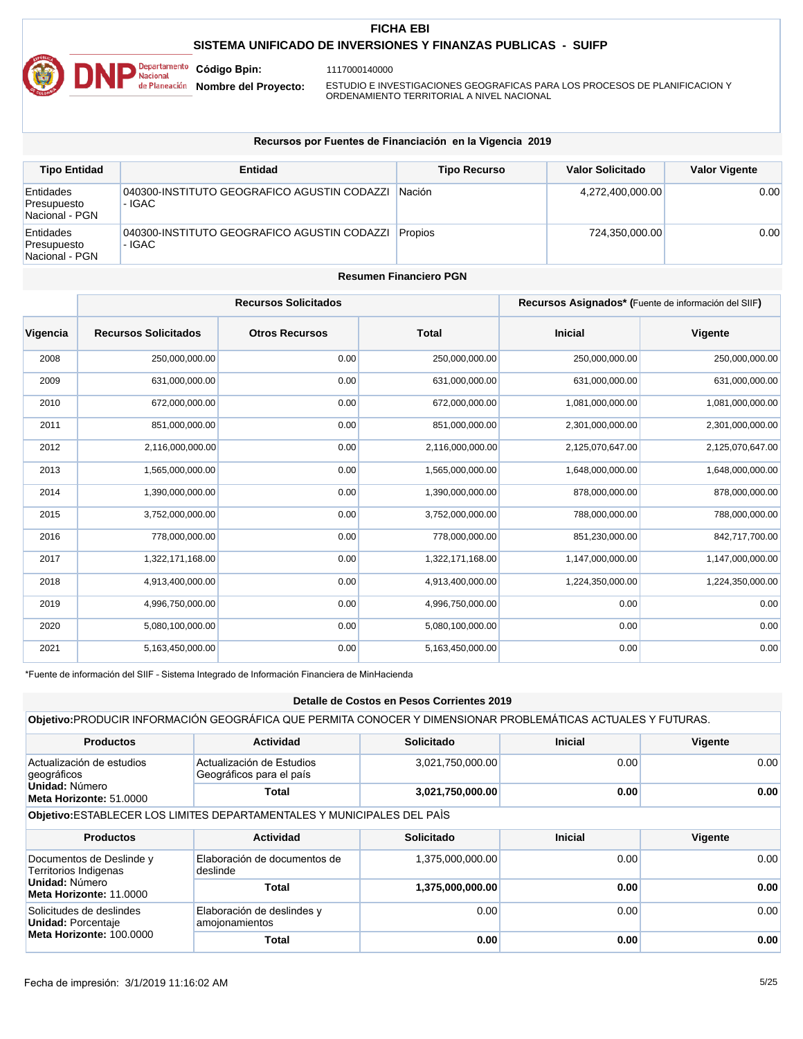**FICHA EBI**

**SISTEMA UNIFICADO DE INVERSIONES Y FINANZAS PUBLICAS - SUIFP**

**Código Bpin:** 1117000140000

**Nombre del Proyecto:** ESTUDIO E INVESTIGACIONES GEOGRAFICAS PARA LOS PROCESOS DE PLANIFICACION Y ORDENAMIENTO TERRITORIAL A NIVEL NACIONAL

### Recursos por Fuentes de Financiación en la Vigencia 2019

| Tipo Entidad | Entidad | Tipo Recurso | Valor Solicitado | Valor Vigente |
|---|---|---|---|---|
| Entidades Presupuesto Nacional - PGN | 040300-INSTITUTO GEOGRAFICO AGUSTIN CODAZZI - IGAC | Nación | 4,272,400,000.00 | 0.00 |
| Entidades Presupuesto Nacional - PGN | 040300-INSTITUTO GEOGRAFICO AGUSTIN CODAZZI - IGAC | Propios | 724,350,000.00 | 0.00 |

### Resumen Financiero PGN

| | Recursos Solicitados | | | Recursos Asignados* (Fuente de información del SIIF) | |
|---|---|---|---|---|---|
| **Vigencia** | **Recursos Solicitados** | **Otros Recursos** | **Total** | **Inicial** | **Vigente** |
| 2008 | 250,000,000.00 | 0.00 | 250,000,000.00 | 250,000,000.00 | 250,000,000.00 |
| 2009 | 631,000,000.00 | 0.00 | 631,000,000.00 | 631,000,000.00 | 631,000,000.00 |
| 2010 | 672,000,000.00 | 0.00 | 672,000,000.00 | 1,081,000,000.00 | 1,081,000,000.00 |
| 2011 | 851,000,000.00 | 0.00 | 851,000,000.00 | 2,301,000,000.00 | 2,301,000,000.00 |
| 2012 | 2,116,000,000.00 | 0.00 | 2,116,000,000.00 | 2,125,070,647.00 | 2,125,070,647.00 |
| 2013 | 1,565,000,000.00 | 0.00 | 1,565,000,000.00 | 1,648,000,000.00 | 1,648,000,000.00 |
| 2014 | 1,390,000,000.00 | 0.00 | 1,390,000,000.00 | 878,000,000.00 | 878,000,000.00 |
| 2015 | 3,752,000,000.00 | 0.00 | 3,752,000,000.00 | 788,000,000.00 | 788,000,000.00 |
| 2016 | 778,000,000.00 | 0.00 | 778,000,000.00 | 851,230,000.00 | 842,717,700.00 |
| 2017 | 1,322,171,168.00 | 0.00 | 1,322,171,168.00 | 1,147,000,000.00 | 1,147,000,000.00 |
| 2018 | 4,913,400,000.00 | 0.00 | 4,913,400,000.00 | 1,224,350,000.00 | 1,224,350,000.00 |
| 2019 | 4,996,750,000.00 | 0.00 | 4,996,750,000.00 | 0.00 | 0.00 |
| 2020 | 5,080,100,000.00 | 0.00 | 5,080,100,000.00 | 0.00 | 0.00 |
| 2021 | 5,163,450,000.00 | 0.00 | 5,163,450,000.00 | 0.00 | 0.00 |

*Fuente de información del SIIF - Sistema Integrado de Información Financiera de MinHacienda

### Detalle de Costos en Pesos Corrientes 2019

**Objetivo:** PRODUCIR INFORMACIÓN GEOGRÁFICA QUE PERMITA CONOCER Y DIMENSIONAR PROBLEMÁTICAS ACTUALES Y FUTURAS.

| Productos | Actividad | Solicitado | Inicial | Vigente |
|---|---|---|---|---|
| Actualización de estudios geográficos **Unidad:** Número **Meta Horizonte:** 51.0000 | Actualización de Estudios Geográficos para el país | 3,021,750,000.00 | 0.00 | 0.00 |
| | **Total** | **3,021,750,000.00** | **0.00** | **0.00** |

**Objetivo:** ESTABLECER LOS LIMITES DEPARTAMENTALES Y MUNICIPALES DEL PAÌS

| Productos | Actividad | Solicitado | Inicial | Vigente |
|---|---|---|---|---|
| Documentos de Deslinde y Territorios Indigenas **Unidad:** Número **Meta Horizonte:** 11.0000 | Elaboración de documentos de deslinde | 1,375,000,000.00 | 0.00 | 0.00 |
| | **Total** | **1,375,000,000.00** | **0.00** | **0.00** |
| Solicitudes de deslindes **Unidad:** Porcentaje **Meta Horizonte:** 100.0000 | Elaboración de deslindes y amojonamientos | 0.00 | 0.00 | 0.00 |
| | **Total** | **0.00** | **0.00** | **0.00** |

Fecha de impresión: 3/1/2019 11:16:02 AM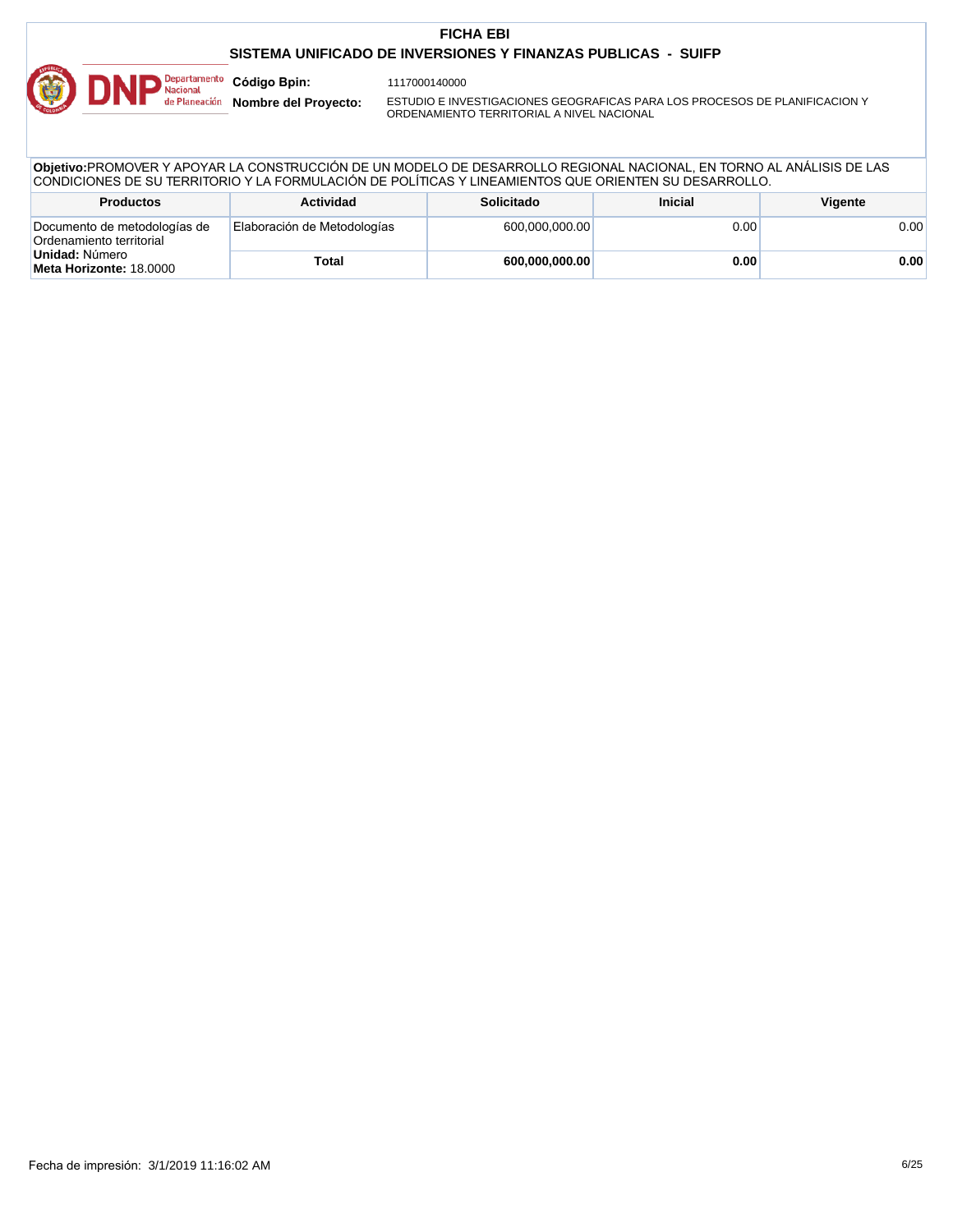**FICHA EBI**

**SISTEMA UNIFICADO DE INVERSIONES Y FINANZAS PUBLICAS - SUIFP**

**Código Bpin:** 1117000140000

**Nombre del Proyecto:** ESTUDIO E INVESTIGACIONES GEOGRAFICAS PARA LOS PROCESOS DE PLANIFICACION Y ORDENAMIENTO TERRITORIAL A NIVEL NACIONAL

**Objetivo:**PROMOVER Y APOYAR LA CONSTRUCCIÓN DE UN MODELO DE DESARROLLO REGIONAL NACIONAL, EN TORNO AL ANÁLISIS DE LAS CONDICIONES DE SU TERRITORIO Y LA FORMULACIÓN DE POLÍTICAS Y LINEAMIENTOS QUE ORIENTEN SU DESARROLLO.

| Productos | Actividad | Solicitado | Inicial | Vigente |
|---|---|---|---|---|
| Documento de metodologías de Ordenamiento territorial | Elaboración de Metodologías | 600,000,000.00 | 0.00 | 0.00 |
| **Unidad:** Número<br>**Meta Horizonte:** 18.0000 | **Total** | **600,000,000.00** | **0.00** | **0.00** |

Fecha de impresión: 3/1/2019 11:16:02 AM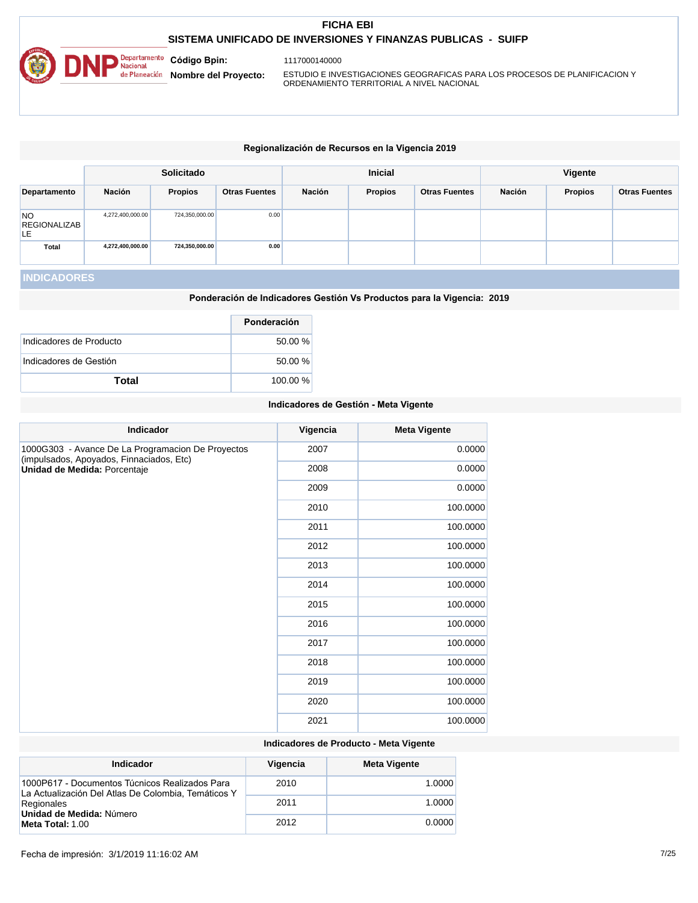**FICHA EBI**

**SISTEMA UNIFICADO DE INVERSIONES Y FINANZAS PUBLICAS - SUIFP**

**Código Bpin:** 1117000140000

**Nombre del Proyecto:** ESTUDIO E INVESTIGACIONES GEOGRAFICAS PARA LOS PROCESOS DE PLANIFICACION Y ORDENAMIENTO TERRITORIAL A NIVEL NACIONAL

### Regionalización de Recursos en la Vigencia 2019

| | Solicitado | | | Inicial | | | Vigente | | |
|---|---|---|---|---|---|---|---|---|---|
| **Departamento** | **Nación** | **Propios** | **Otras Fuentes** | **Nación** | **Propios** | **Otras Fuentes** | **Nación** | **Propios** | **Otras Fuentes** |
| NO REGIONALIZABLE | 4,272,400,000.00 | 724,350,000.00 | 0.00 | | | | | | |
| **Total** | **4,272,400,000.00** | **724,350,000.00** | **0.00** | | | | | | |

## INDICADORES

### Ponderación de Indicadores Gestión Vs Productos para la Vigencia: 2019

| | Ponderación |
|---|---|
| Indicadores de Producto | 50.00 % |
| Indicadores de Gestión | 50.00 % |
| **Total** | 100.00 % |

### Indicadores de Gestión - Meta Vigente

| Indicador | Vigencia | Meta Vigente |
|---|---|---|
| 1000G303 - Avance De La Programacion De Proyectos (impulsados, Apoyados, Finnaciados, Etc) **Unidad de Medida:** Porcentaje | 2007 | 0.0000 |
| | 2008 | 0.0000 |
| | 2009 | 0.0000 |
| | 2010 | 100.0000 |
| | 2011 | 100.0000 |
| | 2012 | 100.0000 |
| | 2013 | 100.0000 |
| | 2014 | 100.0000 |
| | 2015 | 100.0000 |
| | 2016 | 100.0000 |
| | 2017 | 100.0000 |
| | 2018 | 100.0000 |
| | 2019 | 100.0000 |
| | 2020 | 100.0000 |
| | 2021 | 100.0000 |

### Indicadores de Producto - Meta Vigente

| Indicador | Vigencia | Meta Vigente |
|---|---|---|
| 1000P617 - Documentos Túcnicos Realizados Para La Actualización Del Atlas De Colombia, Temáticos Y Regionales **Unidad de Medida:** Número **Meta Total:** 1.00 | 2010 | 1.0000 |
| | 2011 | 1.0000 |
| | 2012 | 0.0000 |

Fecha de impresión: 3/1/2019 11:16:02 AM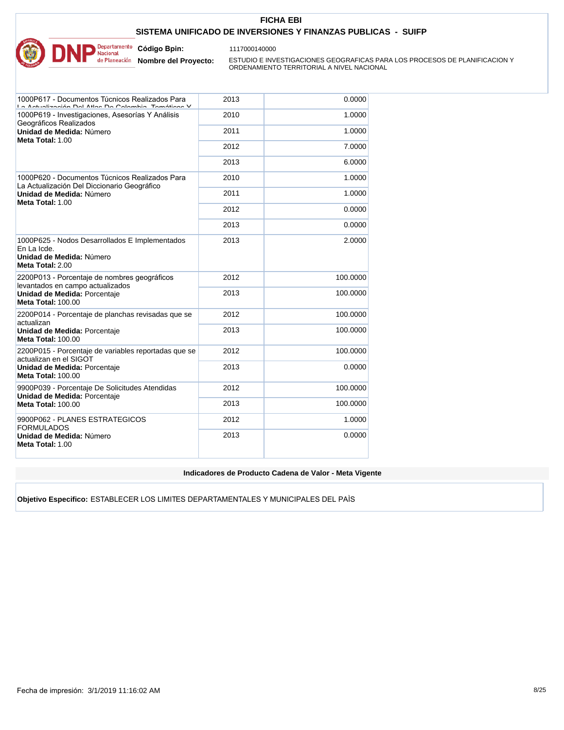**FICHA EBI**

**SISTEMA UNIFICADO DE INVERSIONES Y FINANZAS PUBLICAS - SUIFP**

**Código Bpin:** 1117000140000

**Nombre del Proyecto:** ESTUDIO E INVESTIGACIONES GEOGRAFICAS PARA LOS PROCESOS DE PLANIFICACION Y ORDENAMIENTO TERRITORIAL A NIVEL NACIONAL

| | | |
|---|---|---|
| 1000P617 - Documentos Túcnicos Realizados Para La Actualización Del Atlas De Colombia, Temáticos Y | 2013 | 0.0000 |
| 1000P619 - Investigaciones, Asesorías Y Análisis Geográficos Realizados **Unidad de Medida:** Número **Meta Total:** 1.00 | 2010 | 1.0000 |
| | 2011 | 1.0000 |
| | 2012 | 7.0000 |
| | 2013 | 6.0000 |
| 1000P620 - Documentos Túcnicos Realizados Para La Actualización Del Diccionario Geográfico **Unidad de Medida:** Número **Meta Total:** 1.00 | 2010 | 1.0000 |
| | 2011 | 1.0000 |
| | 2012 | 0.0000 |
| | 2013 | 0.0000 |
| 1000P625 - Nodos Desarrollados E Implementados En La Icde. **Unidad de Medida:** Número **Meta Total:** 2.00 | 2013 | 2.0000 |
| 2200P013 - Porcentaje de nombres geográficos levantados en campo actualizados **Unidad de Medida:** Porcentaje **Meta Total:** 100.00 | 2012 | 100.0000 |
| | 2013 | 100.0000 |
| 2200P014 - Porcentaje de planchas revisadas que se actualizan **Unidad de Medida:** Porcentaje **Meta Total:** 100.00 | 2012 | 100.0000 |
| | 2013 | 100.0000 |
| 2200P015 - Porcentaje de variables reportadas que se actualizan en el SIGOT **Unidad de Medida:** Porcentaje **Meta Total:** 100.00 | 2012 | 100.0000 |
| | 2013 | 0.0000 |
| 9900P039 - Porcentaje De Solicitudes Atendidas **Unidad de Medida:** Porcentaje **Meta Total:** 100.00 | 2012 | 100.0000 |
| | 2013 | 100.0000 |
| 9900P062 - PLANES ESTRATEGICOS FORMULADOS **Unidad de Medida:** Número **Meta Total:** 1.00 | 2012 | 1.0000 |
| | 2013 | 0.0000 |

**Indicadores de Producto Cadena de Valor - Meta Vigente**

**Objetivo Especifico:** ESTABLECER LOS LIMITES DEPARTAMENTALES Y MUNICIPALES DEL PAÌS

Fecha de impresión: 3/1/2019 11:16:02 AM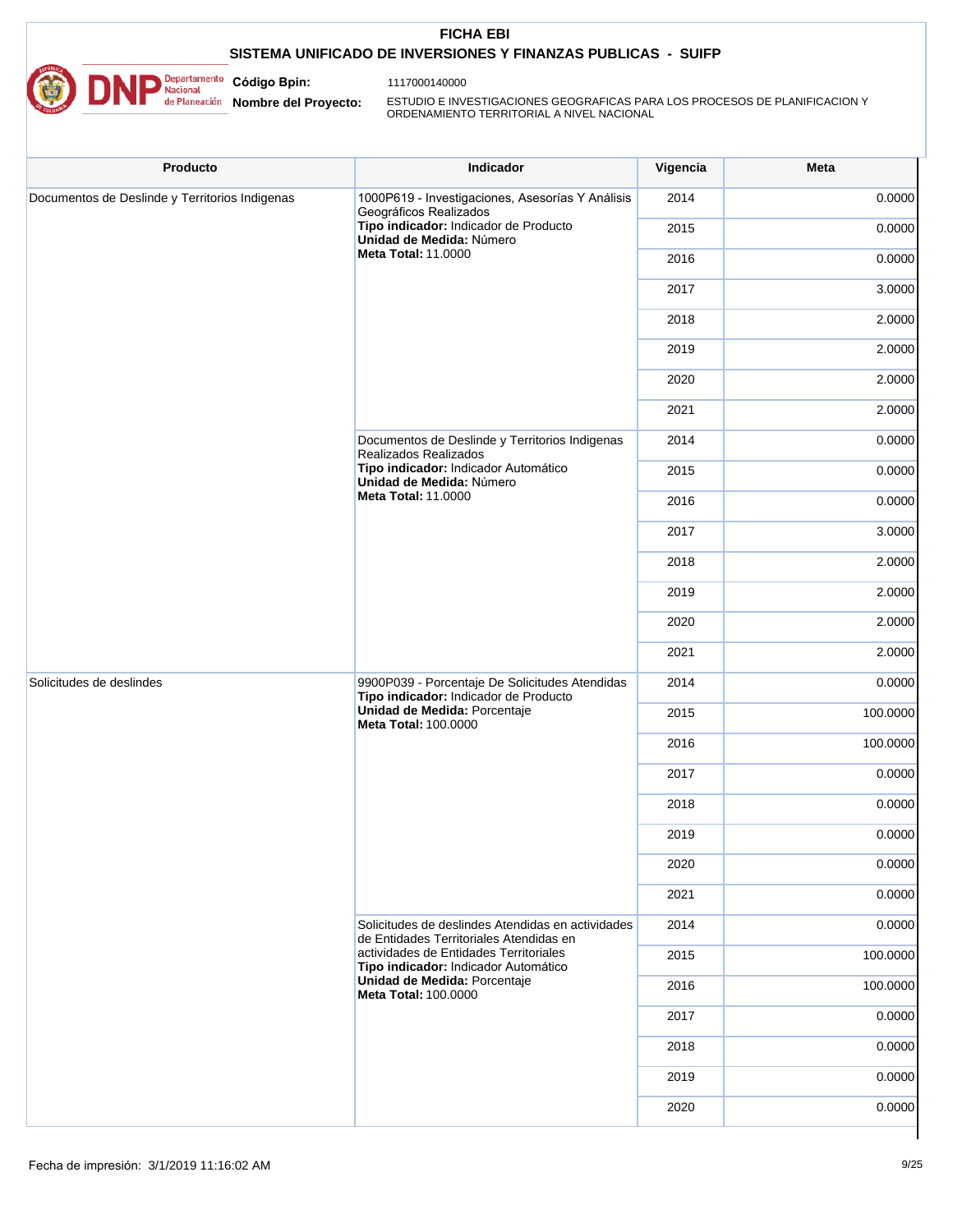**FICHA EBI**

**SISTEMA UNIFICADO DE INVERSIONES Y FINANZAS PUBLICAS - SUIFP**

**Código Bpin:** 1117000140000

**Nombre del Proyecto:** ESTUDIO E INVESTIGACIONES GEOGRAFICAS PARA LOS PROCESOS DE PLANIFICACION Y ORDENAMIENTO TERRITORIAL A NIVEL NACIONAL

| Producto | Indicador | Vigencia | Meta |
|---|---|---|---|
| Documentos de Deslinde y Territorios Indigenas | 1000P619 - Investigaciones, Asesorías Y Análisis Geográficos Realizados<br>**Tipo indicador:** Indicador de Producto<br>**Unidad de Medida:** Número<br>**Meta Total:** 11.0000 | 2014 | 0.0000 |
| | | 2015 | 0.0000 |
| | | 2016 | 0.0000 |
| | | 2017 | 3.0000 |
| | | 2018 | 2.0000 |
| | | 2019 | 2.0000 |
| | | 2020 | 2.0000 |
| | | 2021 | 2.0000 |
| | Documentos de Deslinde y Territorios Indigenas Realizados Realizados<br>**Tipo indicador:** Indicador Automático<br>**Unidad de Medida:** Número<br>**Meta Total:** 11.0000 | 2014 | 0.0000 |
| | | 2015 | 0.0000 |
| | | 2016 | 0.0000 |
| | | 2017 | 3.0000 |
| | | 2018 | 2.0000 |
| | | 2019 | 2.0000 |
| | | 2020 | 2.0000 |
| | | 2021 | 2.0000 |
| Solicitudes de deslindes | 9900P039 - Porcentaje De Solicitudes Atendidas<br>**Tipo indicador:** Indicador de Producto<br>**Unidad de Medida:** Porcentaje<br>**Meta Total:** 100.0000 | 2014 | 0.0000 |
| | | 2015 | 100.0000 |
| | | 2016 | 100.0000 |
| | | 2017 | 0.0000 |
| | | 2018 | 0.0000 |
| | | 2019 | 0.0000 |
| | | 2020 | 0.0000 |
| | | 2021 | 0.0000 |
| | Solicitudes de deslindes Atendidas en actividades de Entidades Territoriales Atendidas en actividades de Entidades Territoriales<br>**Tipo indicador:** Indicador Automático<br>**Unidad de Medida:** Porcentaje<br>**Meta Total:** 100.0000 | 2014 | 0.0000 |
| | | 2015 | 100.0000 |
| | | 2016 | 100.0000 |
| | | 2017 | 0.0000 |
| | | 2018 | 0.0000 |
| | | 2019 | 0.0000 |
| | | 2020 | 0.0000 |

Fecha de impresión: 3/1/2019 11:16:02 AM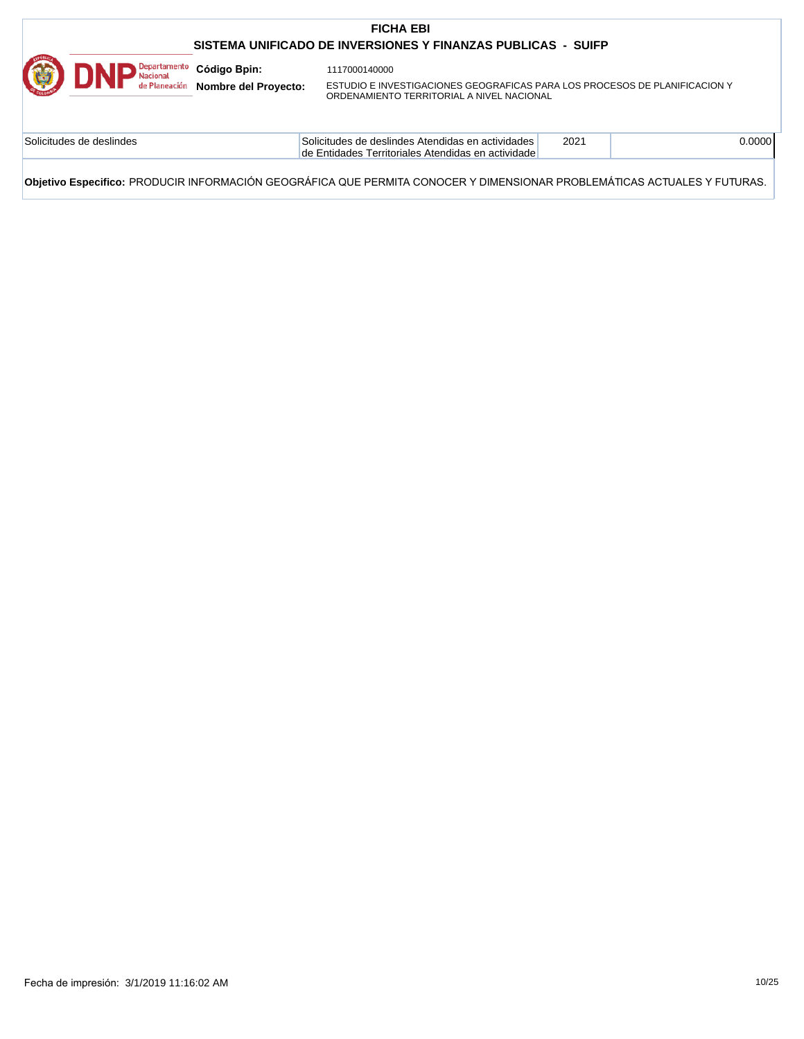**FICHA EBI**

**SISTEMA UNIFICADO DE INVERSIONES Y FINANZAS PUBLICAS - SUIFP**

**Código Bpin:** 1117000140000

**Nombre del Proyecto:** ESTUDIO E INVESTIGACIONES GEOGRAFICAS PARA LOS PROCESOS DE PLANIFICACION Y ORDENAMIENTO TERRITORIAL A NIVEL NACIONAL

| | | | |
|---|---|---|---|
| Solicitudes de deslindes | Solicitudes de deslindes Atendidas en actividades de Entidades Territoriales Atendidas en actividade | 2021 | 0.0000 |

**Objetivo Especifico:** PRODUCIR INFORMACIÓN GEOGRÁFICA QUE PERMITA CONOCER Y DIMENSIONAR PROBLEMÁTICAS ACTUALES Y FUTURAS.

Fecha de impresión: 3/1/2019 11:16:02 AM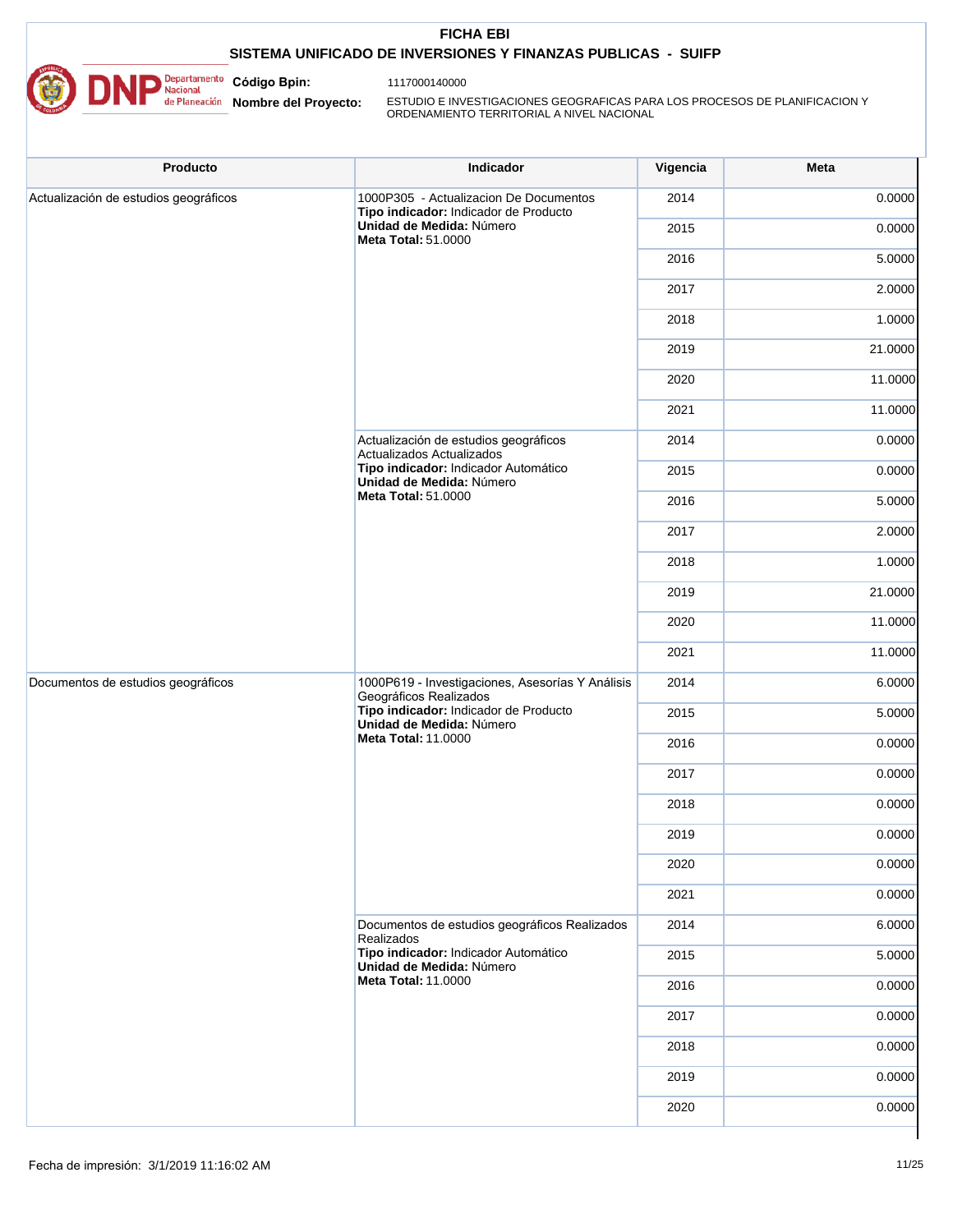**FICHA EBI**
**SISTEMA UNIFICADO DE INVERSIONES Y FINANZAS PUBLICAS - SUIFP**

**Código Bpin:** 1117000140000

**Nombre del Proyecto:** ESTUDIO E INVESTIGACIONES GEOGRAFICAS PARA LOS PROCESOS DE PLANIFICACION Y ORDENAMIENTO TERRITORIAL A NIVEL NACIONAL

| Producto | Indicador | Vigencia | Meta |
|---|---|---|---|
| Actualización de estudios geográficos | 1000P305 - Actualizacion De Documentos **Tipo indicador:** Indicador de Producto **Unidad de Medida:** Número **Meta Total:** 51.0000 | 2014 | 0.0000 |
| | | 2015 | 0.0000 |
| | | 2016 | 5.0000 |
| | | 2017 | 2.0000 |
| | | 2018 | 1.0000 |
| | | 2019 | 21.0000 |
| | | 2020 | 11.0000 |
| | | 2021 | 11.0000 |
| | Actualización de estudios geográficos Actualizados Actualizados **Tipo indicador:** Indicador Automático **Unidad de Medida:** Número **Meta Total:** 51.0000 | 2014 | 0.0000 |
| | | 2015 | 0.0000 |
| | | 2016 | 5.0000 |
| | | 2017 | 2.0000 |
| | | 2018 | 1.0000 |
| | | 2019 | 21.0000 |
| | | 2020 | 11.0000 |
| | | 2021 | 11.0000 |
| Documentos de estudios geográficos | 1000P619 - Investigaciones, Asesorías Y Análisis Geográficos Realizados **Tipo indicador:** Indicador de Producto **Unidad de Medida:** Número **Meta Total:** 11.0000 | 2014 | 6.0000 |
| | | 2015 | 5.0000 |
| | | 2016 | 0.0000 |
| | | 2017 | 0.0000 |
| | | 2018 | 0.0000 |
| | | 2019 | 0.0000 |
| | | 2020 | 0.0000 |
| | | 2021 | 0.0000 |
| | Documentos de estudios geográficos Realizados Realizados **Tipo indicador:** Indicador Automático **Unidad de Medida:** Número **Meta Total:** 11.0000 | 2014 | 6.0000 |
| | | 2015 | 5.0000 |
| | | 2016 | 0.0000 |
| | | 2017 | 0.0000 |
| | | 2018 | 0.0000 |
| | | 2019 | 0.0000 |
| | | 2020 | 0.0000 |

Fecha de impresión: 3/1/2019 11:16:02 AM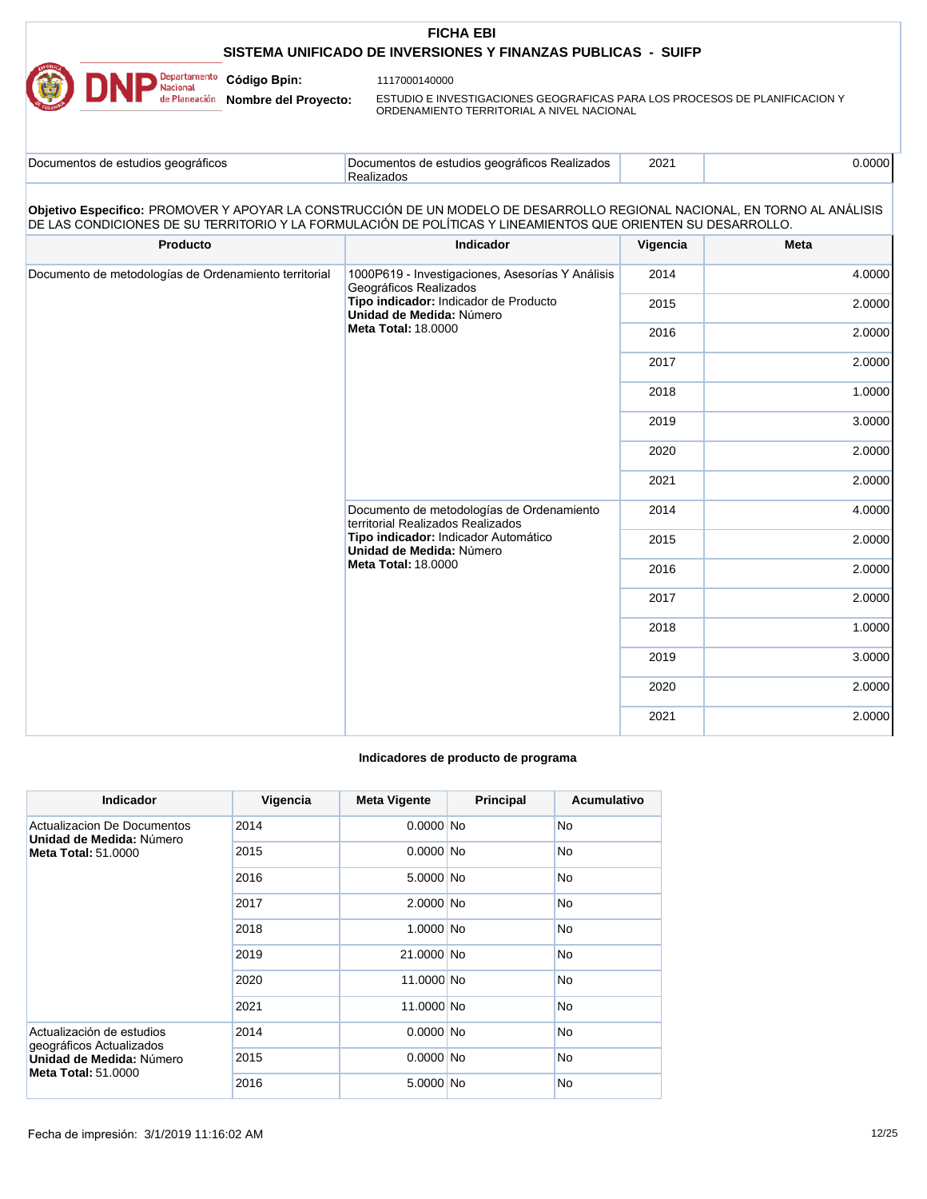# FICHA EBI

## SISTEMA UNIFICADO DE INVERSIONES Y FINANZAS PUBLICAS - SUIFP

**Código Bpin:** 1117000140000

**Nombre del Proyecto:** ESTUDIO E INVESTIGACIONES GEOGRAFICAS PARA LOS PROCESOS DE PLANIFICACION Y ORDENAMIENTO TERRITORIAL A NIVEL NACIONAL

| | | | |
|---|---|---|---|
| Documentos de estudios geográficos | Documentos de estudios geográficos Realizados Realizados | 2021 | 0.0000 |

**Objetivo Especifico:** PROMOVER Y APOYAR LA CONSTRUCCIÓN DE UN MODELO DE DESARROLLO REGIONAL NACIONAL, EN TORNO AL ANÁLISIS DE LAS CONDICIONES DE SU TERRITORIO Y LA FORMULACIÓN DE POLÍTICAS Y LINEAMIENTOS QUE ORIENTEN SU DESARROLLO.

| Producto | Indicador | Vigencia | Meta |
|---|---|---|---|
| Documento de metodologías de Ordenamiento territorial | 1000P619 - Investigaciones, Asesorías Y Análisis Geográficos Realizados **Tipo indicador:** Indicador de Producto **Unidad de Medida:** Número **Meta Total:** 18.0000 | 2014 | 4.0000 |
| | | 2015 | 2.0000 |
| | | 2016 | 2.0000 |
| | | 2017 | 2.0000 |
| | | 2018 | 1.0000 |
| | | 2019 | 3.0000 |
| | | 2020 | 2.0000 |
| | | 2021 | 2.0000 |
| | Documento de metodologías de Ordenamiento territorial Realizados Realizados **Tipo indicador:** Indicador Automático **Unidad de Medida:** Número **Meta Total:** 18.0000 | 2014 | 4.0000 |
| | | 2015 | 2.0000 |
| | | 2016 | 2.0000 |
| | | 2017 | 2.0000 |
| | | 2018 | 1.0000 |
| | | 2019 | 3.0000 |
| | | 2020 | 2.0000 |
| | | 2021 | 2.0000 |

### Indicadores de producto de programa

| Indicador | Vigencia | Meta Vigente | Principal | Acumulativo |
|---|---|---|---|---|
| Actualizacion De Documentos **Unidad de Medida:** Número **Meta Total:** 51.0000 | 2014 | 0.0000 | No | No |
| | 2015 | 0.0000 | No | No |
| | 2016 | 5.0000 | No | No |
| | 2017 | 2.0000 | No | No |
| | 2018 | 1.0000 | No | No |
| | 2019 | 21.0000 | No | No |
| | 2020 | 11.0000 | No | No |
| | 2021 | 11.0000 | No | No |
| Actualización de estudios geográficos Actualizados **Unidad de Medida:** Número **Meta Total:** 51.0000 | 2014 | 0.0000 | No | No |
| | 2015 | 0.0000 | No | No |
| | 2016 | 5.0000 | No | No |

Fecha de impresión: 3/1/2019 11:16:02 AM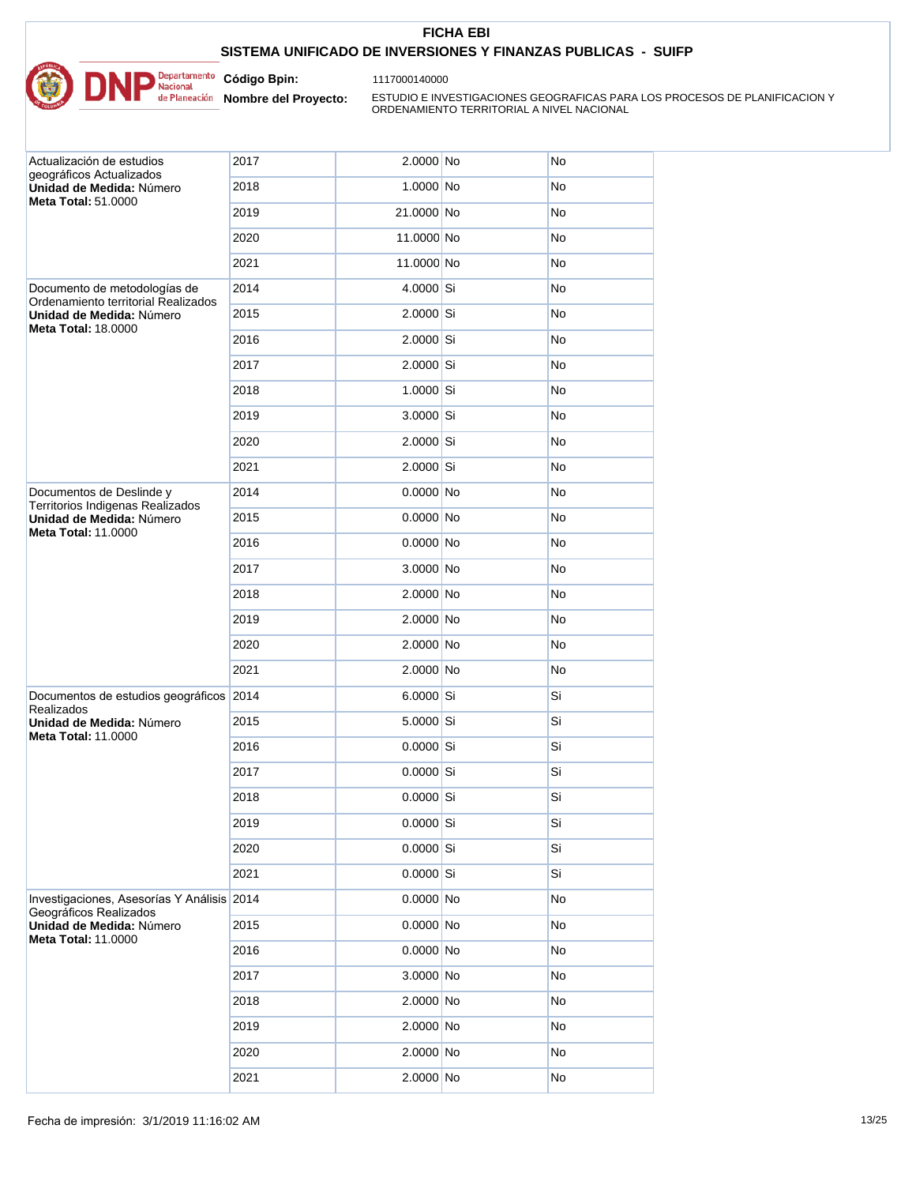**FICHA EBI**

**SISTEMA UNIFICADO DE INVERSIONES Y FINANZAS PUBLICAS - SUIFP**

**Código Bpin:** 1117000140000

**Nombre del Proyecto:** ESTUDIO E INVESTIGACIONES GEOGRAFICAS PARA LOS PROCESOS DE PLANIFICACION Y ORDENAMIENTO TERRITORIAL A NIVEL NACIONAL

| | | | | |
|---|---|---|---|---|
| Actualización de estudios geográficos Actualizados **Unidad de Medida:** Número **Meta Total:** 51.0000 | 2017 | 2.0000 | No | No |
| | 2018 | 1.0000 | No | No |
| | 2019 | 21.0000 | No | No |
| | 2020 | 11.0000 | No | No |
| | 2021 | 11.0000 | No | No |
| Documento de metodologías de Ordenamiento territorial Realizados **Unidad de Medida:** Número **Meta Total:** 18.0000 | 2014 | 4.0000 | Si | No |
| | 2015 | 2.0000 | Si | No |
| | 2016 | 2.0000 | Si | No |
| | 2017 | 2.0000 | Si | No |
| | 2018 | 1.0000 | Si | No |
| | 2019 | 3.0000 | Si | No |
| | 2020 | 2.0000 | Si | No |
| | 2021 | 2.0000 | Si | No |
| Documentos de Deslinde y Territorios Indigenas Realizados **Unidad de Medida:** Número **Meta Total:** 11.0000 | 2014 | 0.0000 | No | No |
| | 2015 | 0.0000 | No | No |
| | 2016 | 0.0000 | No | No |
| | 2017 | 3.0000 | No | No |
| | 2018 | 2.0000 | No | No |
| | 2019 | 2.0000 | No | No |
| | 2020 | 2.0000 | No | No |
| | 2021 | 2.0000 | No | No |
| Documentos de estudios geográficos Realizados **Unidad de Medida:** Número **Meta Total:** 11.0000 | 2014 | 6.0000 | Si | Si |
| | 2015 | 5.0000 | Si | Si |
| | 2016 | 0.0000 | Si | Si |
| | 2017 | 0.0000 | Si | Si |
| | 2018 | 0.0000 | Si | Si |
| | 2019 | 0.0000 | Si | Si |
| | 2020 | 0.0000 | Si | Si |
| | 2021 | 0.0000 | Si | Si |
| Investigaciones, Asesorías Y Análisis Geográficos Realizados **Unidad de Medida:** Número **Meta Total:** 11.0000 | 2014 | 0.0000 | No | No |
| | 2015 | 0.0000 | No | No |
| | 2016 | 0.0000 | No | No |
| | 2017 | 3.0000 | No | No |
| | 2018 | 2.0000 | No | No |
| | 2019 | 2.0000 | No | No |
| | 2020 | 2.0000 | No | No |
| | 2021 | 2.0000 | No | No |

Fecha de impresión: 3/1/2019 11:16:02 AM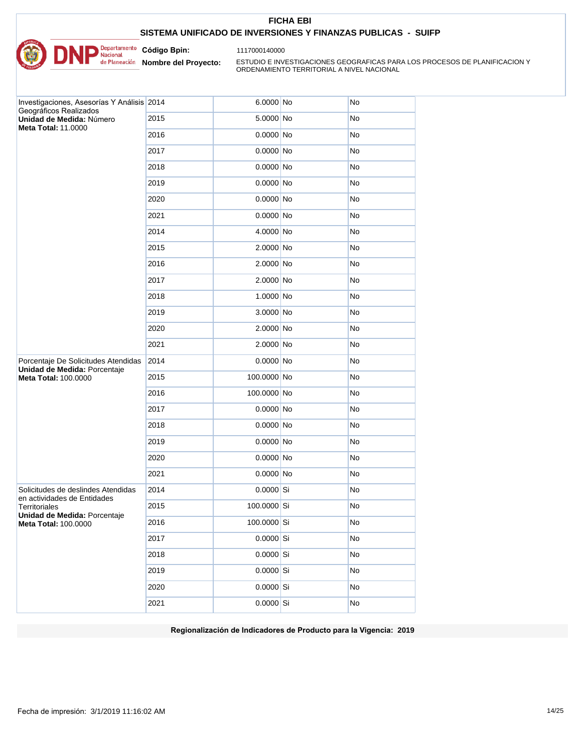| | | | | |
|---|---|---|---|---|
| Investigaciones, Asesorías Y Análisis Geográficos Realizados **Unidad de Medida:** Número **Meta Total:** 11.0000 | 2014 | 6.0000 | No | No |
| | 2015 | 5.0000 | No | No |
| | 2016 | 0.0000 | No | No |
| | 2017 | 0.0000 | No | No |
| | 2018 | 0.0000 | No | No |
| | 2019 | 0.0000 | No | No |
| | 2020 | 0.0000 | No | No |
| | 2021 | 0.0000 | No | No |
| | 2014 | 4.0000 | No | No |
| | 2015 | 2.0000 | No | No |
| | 2016 | 2.0000 | No | No |
| | 2017 | 2.0000 | No | No |
| | 2018 | 1.0000 | No | No |
| | 2019 | 3.0000 | No | No |
| | 2020 | 2.0000 | No | No |
| | 2021 | 2.0000 | No | No |
| Porcentaje De Solicitudes Atendidas **Unidad de Medida:** Porcentaje **Meta Total:** 100.0000 | 2014 | 0.0000 | No | No |
| | 2015 | 100.0000 | No | No |
| | 2016 | 100.0000 | No | No |
| | 2017 | 0.0000 | No | No |
| | 2018 | 0.0000 | No | No |
| | 2019 | 0.0000 | No | No |
| | 2020 | 0.0000 | No | No |
| | 2021 | 0.0000 | No | No |
| Solicitudes de deslindes Atendidas en actividades de Entidades Territoriales **Unidad de Medida:** Porcentaje **Meta Total:** 100.0000 | 2014 | 0.0000 | Si | No |
| | 2015 | 100.0000 | Si | No |
| | 2016 | 100.0000 | Si | No |
| | 2017 | 0.0000 | Si | No |
| | 2018 | 0.0000 | Si | No |
| | 2019 | 0.0000 | Si | No |
| | 2020 | 0.0000 | Si | No |
| | 2021 | 0.0000 | Si | No |

**Regionalización de Indicadores de Producto para la Vigencia: 2019**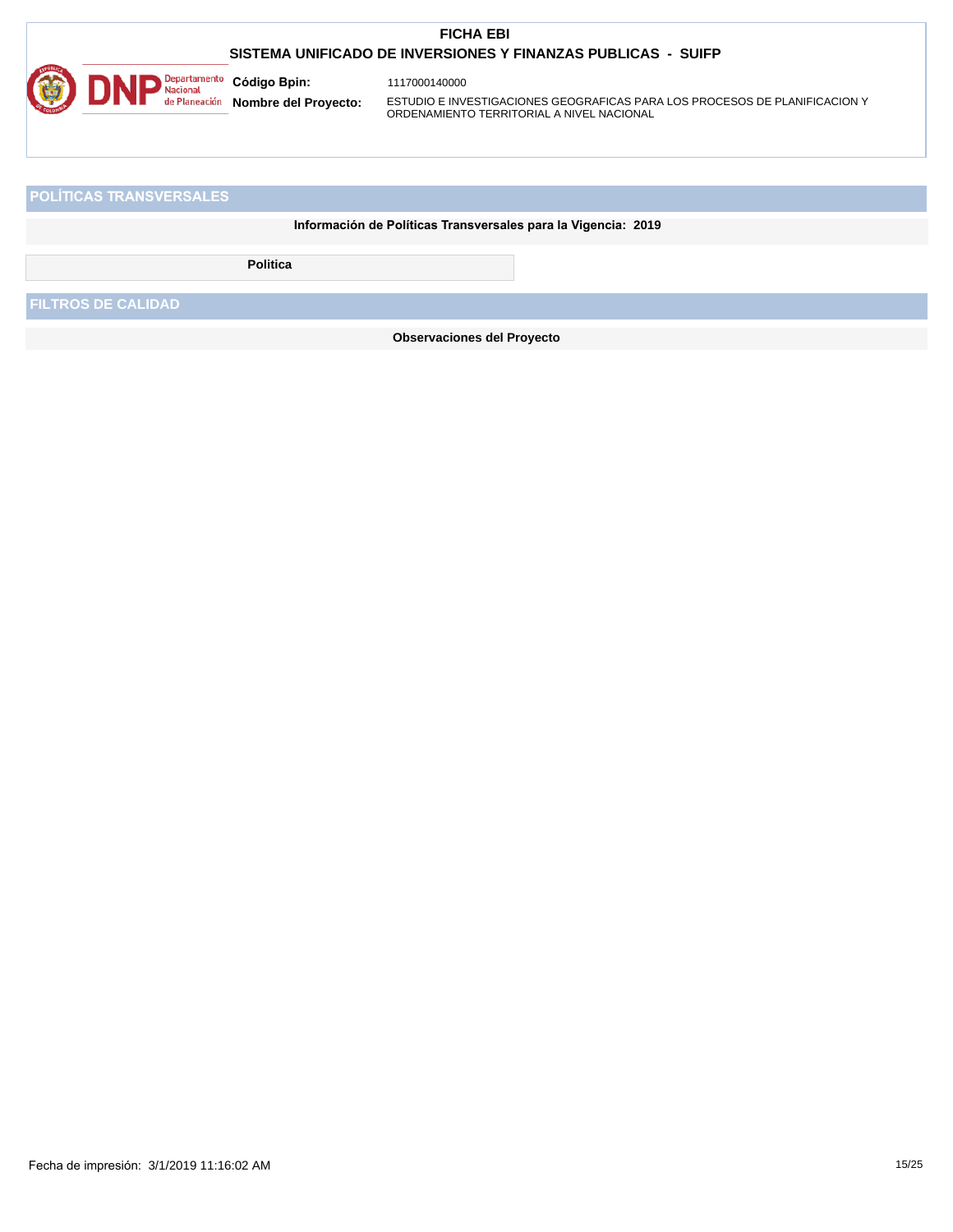**FICHA EBI**

**SISTEMA UNIFICADO DE INVERSIONES Y FINANZAS PUBLICAS - SUIFP**

**Código Bpin:** 1117000140000

**Nombre del Proyecto:** ESTUDIO E INVESTIGACIONES GEOGRAFICAS PARA LOS PROCESOS DE PLANIFICACION Y ORDENAMIENTO TERRITORIAL A NIVEL NACIONAL

## POLÍTICAS TRANSVERSALES

**Información de Políticas Transversales para la Vigencia: 2019**

| Politica |
| --- |

## FILTROS DE CALIDAD

**Observaciones del Proyecto**

Fecha de impresión: 3/1/2019 11:16:02 AM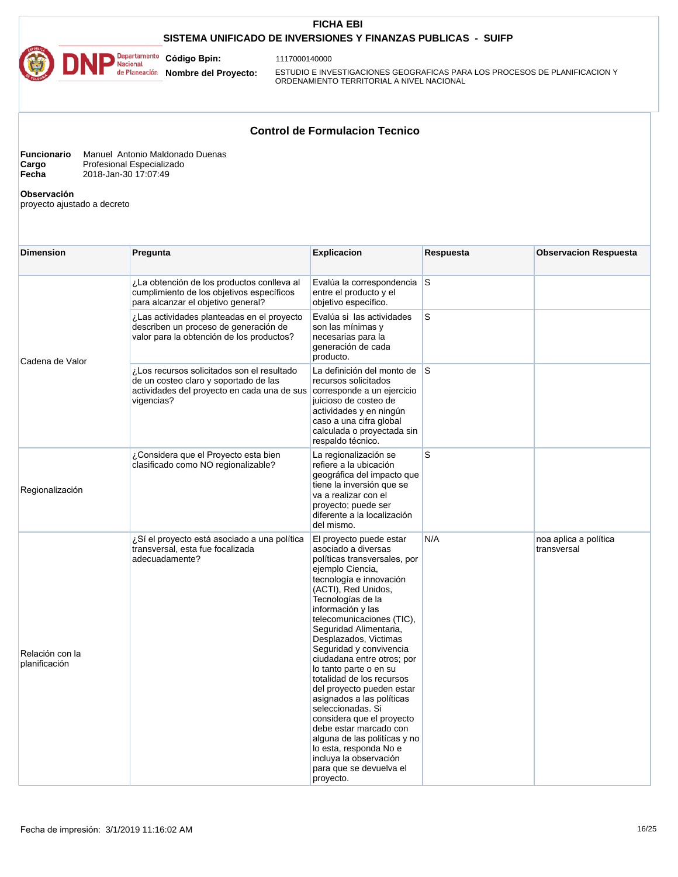**FICHA EBI**

**SISTEMA UNIFICADO DE INVERSIONES Y FINANZAS PUBLICAS - SUIFP**

**Código Bpin:** 1117000140000

**Nombre del Proyecto:** ESTUDIO E INVESTIGACIONES GEOGRAFICAS PARA LOS PROCESOS DE PLANIFICACION Y ORDENAMIENTO TERRITORIAL A NIVEL NACIONAL

## Control de Formulacion Tecnico

**Funcionario** Manuel Antonio Maldonado Duenas
**Cargo** Profesional Especializado
**Fecha** 2018-Jan-30 17:07:49

**Observación**
proyecto ajustado a decreto

| Dimension | Pregunta | Explicacion | Respuesta | Observacion Respuesta |
|---|---|---|---|---|
| Cadena de Valor | ¿La obtención de los productos conlleva al cumplimiento de los objetivos específicos para alcanzar el objetivo general? | Evalúa la correspondencia entre el producto y el objetivo específico. | S | |
| | ¿Las actividades planteadas en el proyecto describen un proceso de generación de valor para la obtención de los productos? | Evalúa si las actividades son las mínimas y necesarias para la generación de cada producto. | S | |
| | ¿Los recursos solicitados son el resultado de un costeo claro y soportado de las actividades del proyecto en cada una de sus vigencias? | La definición del monto de recursos solicitados corresponde a un ejercicio juicioso de costeo de actividades y en ningún caso a una cifra global calculada o proyectada sin respaldo técnico. | S | |
| Regionalización | ¿Considera que el Proyecto esta bien clasificado como NO regionalizable? | La regionalización se refiere a la ubicación geográfica del impacto que tiene la inversión que se va a realizar con el proyecto; puede ser diferente a la localización del mismo. | S | |
| Relación con la planificación | ¿Sí el proyecto está asociado a una política transversal, esta fue focalizada adecuadamente? | El proyecto puede estar asociado a diversas políticas transversales, por ejemplo Ciencia, tecnología e innovación (ACTI), Red Unidos, Tecnologías de la información y las telecomunicaciones (TIC), Seguridad Alimentaria, Desplazados, Victimas Seguridad y convivencia ciudadana entre otros; por lo tanto parte o en su totalidad de los recursos del proyecto pueden estar asignados a las políticas seleccionadas. Si considera que el proyecto debe estar marcado con alguna de las políticas y no lo esta, responda No e incluya la observación para que se devuelva el proyecto. | N/A | noa aplica a política transversal |

Fecha de impresión: 3/1/2019 11:16:02 AM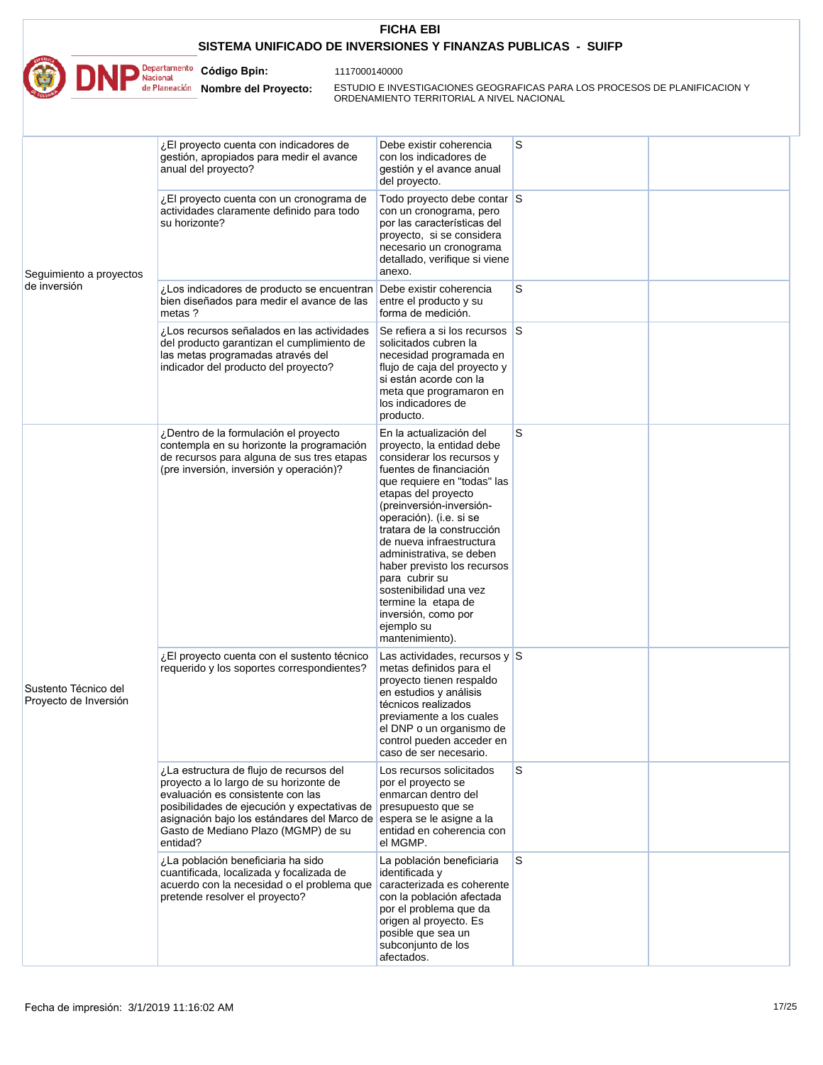# FICHA EBI

## SISTEMA UNIFICADO DE INVERSIONES Y FINANZAS PUBLICAS - SUIFP

**Código Bpin:** 1117000140000

**Nombre del Proyecto:** ESTUDIO E INVESTIGACIONES GEOGRAFICAS PARA LOS PROCESOS DE PLANIFICACION Y ORDENAMIENTO TERRITORIAL A NIVEL NACIONAL

| | | | | |
|---|---|---|---|---|
| Seguimiento a proyectos de inversión | ¿El proyecto cuenta con indicadores de gestión, apropiados para medir el avance anual del proyecto? | Debe existir coherencia con los indicadores de gestión y el avance anual del proyecto. | S | |
| | ¿El proyecto cuenta con un cronograma de actividades claramente definido para todo su horizonte? | Todo proyecto debe contar con un cronograma, pero por las características del proyecto, si se considera necesario un cronograma detallado, verifique si viene anexo. | S | |
| | ¿Los indicadores de producto se encuentran bien diseñados para medir el avance de las metas ? | Debe existir coherencia entre el producto y su forma de medición. | S | |
| | ¿Los recursos señalados en las actividades del producto garantizan el cumplimiento de las metas programadas através del indicador del producto del proyecto? | Se refiera a si los recursos solicitados cubren la necesidad programada en flujo de caja del proyecto y si están acorde con la meta que programaron en los indicadores de producto. | S | |
| Sustento Técnico del Proyecto de Inversión | ¿Dentro de la formulación el proyecto contempla en su horizonte la programación de recursos para alguna de sus tres etapas (pre inversión, inversión y operación)? | En la actualización del proyecto, la entidad debe considerar los recursos y fuentes de financiación que requiere en "todas" las etapas del proyecto (preinversión-inversión-operación). (i.e. si se tratara de la construcción de nueva infraestructura administrativa, se deben haber previsto los recursos para cubrir su sostenibilidad una vez termine la etapa de inversión, como por ejemplo su mantenimiento). | S | |
| | ¿El proyecto cuenta con el sustento técnico requerido y los soportes correspondientes? | Las actividades, recursos y metas definidos para el proyecto tienen respaldo en estudios y análisis técnicos realizados previamente a los cuales el DNP o un organismo de control pueden acceder en caso de ser necesario. | S | |
| | ¿La estructura de flujo de recursos del proyecto a lo largo de su horizonte de evaluación es consistente con las posibilidades de ejecución y expectativas de asignación bajo los estándares del Marco de Gasto de Mediano Plazo (MGMP) de su entidad? | Los recursos solicitados por el proyecto se enmarcan dentro del presupuesto que se espera se le asigne a la entidad en coherencia con el MGMP. | S | |
| | ¿La población beneficiaria ha sido cuantificada, localizada y focalizada de acuerdo con la necesidad o el problema que pretende resolver el proyecto? | La población beneficiaria identificada y caracterizada es coherente con la población afectada por el problema que da origen al proyecto. Es posible que sea un subconjunto de los afectados. | S | |

Fecha de impresión: 3/1/2019 11:16:02 AM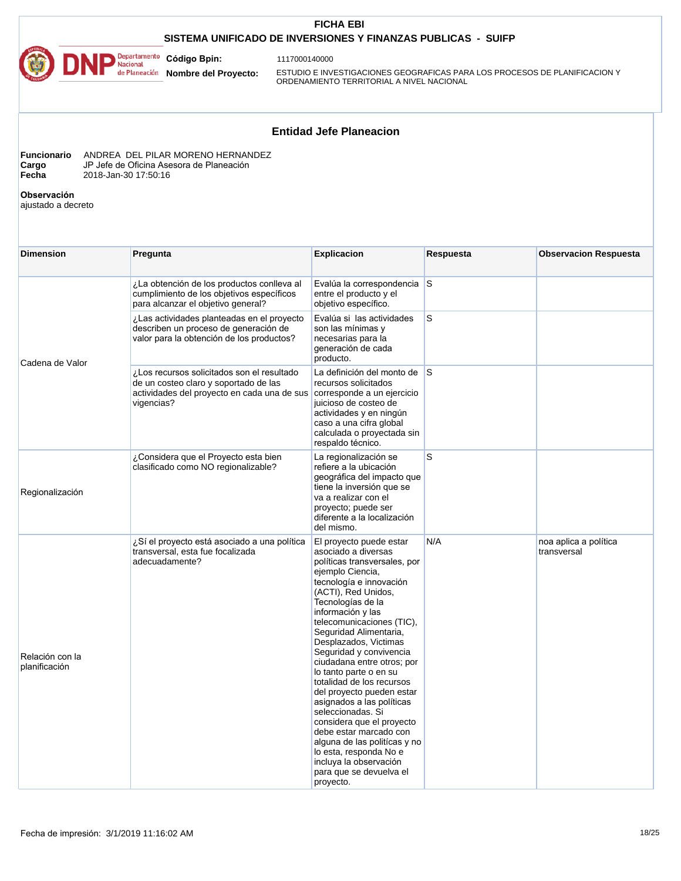**FICHA EBI**

**SISTEMA UNIFICADO DE INVERSIONES Y FINANZAS PUBLICAS - SUIFP**

**Código Bpin:** 1117000140000

**Nombre del Proyecto:** ESTUDIO E INVESTIGACIONES GEOGRAFICAS PARA LOS PROCESOS DE PLANIFICACION Y ORDENAMIENTO TERRITORIAL A NIVEL NACIONAL

## Entidad Jefe Planeacion

**Funcionario** ANDREA DEL PILAR MORENO HERNANDEZ
**Cargo** JP Jefe de Oficina Asesora de Planeación
**Fecha** 2018-Jan-30 17:50:16

**Observación**
ajustado a decreto

| Dimension | Pregunta | Explicacion | Respuesta | Observacion Respuesta |
|---|---|---|---|---|
| Cadena de Valor | ¿La obtención de los productos conlleva al cumplimiento de los objetivos específicos para alcanzar el objetivo general? | Evalúa la correspondencia entre el producto y el objetivo específico. | S | |
| | ¿Las actividades planteadas en el proyecto describen un proceso de generación de valor para la obtención de los productos? | Evalúa si las actividades son las mínimas y necesarias para la generación de cada producto. | S | |
| | ¿Los recursos solicitados son el resultado de un costeo claro y soportado de las actividades del proyecto en cada una de sus vigencias? | La definición del monto de recursos solicitados corresponde a un ejercicio juicioso de costeo de actividades y en ningún caso a una cifra global calculada o proyectada sin respaldo técnico. | S | |
| Regionalización | ¿Considera que el Proyecto esta bien clasificado como NO regionalizable? | La regionalización se refiere a la ubicación geográfica del impacto que tiene la inversión que se va a realizar con el proyecto; puede ser diferente a la localización del mismo. | S | |
| Relación con la planificación | ¿Sí el proyecto está asociado a una política transversal, esta fue focalizada adecuadamente? | El proyecto puede estar asociado a diversas políticas transversales, por ejemplo Ciencia, tecnología e innovación (ACTI), Red Unidos, Tecnologías de la información y las telecomunicaciones (TIC), Seguridad Alimentaria, Desplazados, Victimas Seguridad y convivencia ciudadana entre otros; por lo tanto parte o en su totalidad de los recursos del proyecto pueden estar asignados a las políticas seleccionadas. Si considera que el proyecto debe estar marcado con alguna de las políticas y no lo esta, responda No e incluya la observación para que se devuelva el proyecto. | N/A | noa aplica a política transversal |

Fecha de impresión: 3/1/2019 11:16:02 AM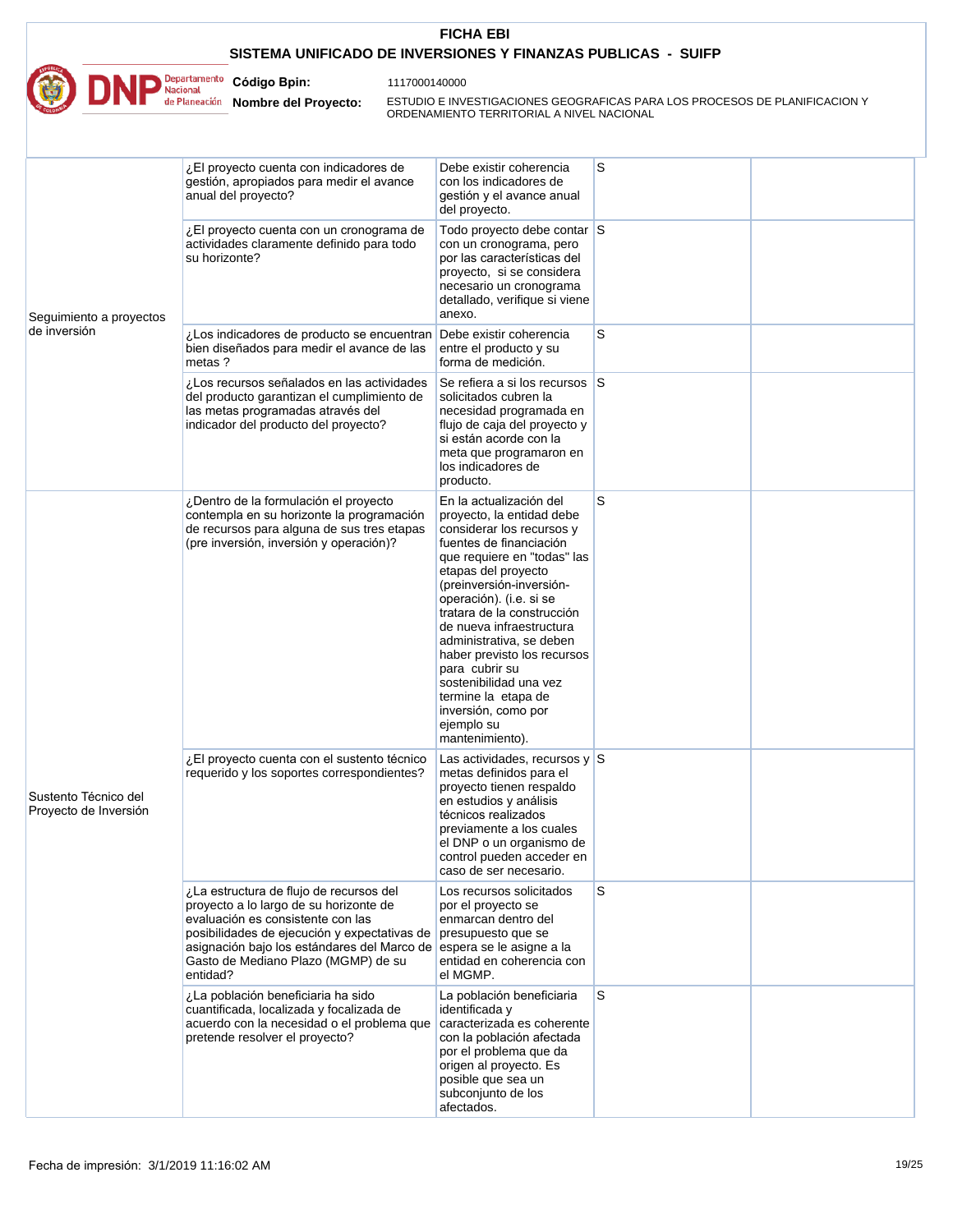# FICHA EBI

## SISTEMA UNIFICADO DE INVERSIONES Y FINANZAS PUBLICAS - SUIFP

**Código Bpin:** 1117000140000

**Nombre del Proyecto:** ESTUDIO E INVESTIGACIONES GEOGRAFICAS PARA LOS PROCESOS DE PLANIFICACION Y ORDENAMIENTO TERRITORIAL A NIVEL NACIONAL

| | | | | | |
|---|---|---|---|---|---|
| Seguimiento a proyectos de inversión | ¿El proyecto cuenta con indicadores de gestión, apropiados para medir el avance anual del proyecto? | Debe existir coherencia con los indicadores de gestión y el avance anual del proyecto. | S | | |
| | ¿El proyecto cuenta con un cronograma de actividades claramente definido para todo su horizonte? | Todo proyecto debe contar con un cronograma, pero por las características del proyecto, si se considera necesario un cronograma detallado, verifique si viene anexo. | S | | |
| | ¿Los indicadores de producto se encuentran bien diseñados para medir el avance de las metas ? | Debe existir coherencia entre el producto y su forma de medición. | S | | |
| | ¿Los recursos señalados en las actividades del producto garantizan el cumplimiento de las metas programadas através del indicador del producto del proyecto? | Se refiera a si los recursos solicitados cubren la necesidad programada en flujo de caja del proyecto y si están acorde con la meta que programaron en los indicadores de producto. | S | | |
| Sustento Técnico del Proyecto de Inversión | ¿Dentro de la formulación el proyecto contempla en su horizonte la programación de recursos para alguna de sus tres etapas (pre inversión, inversión y operación)? | En la actualización del proyecto, la entidad debe considerar los recursos y fuentes de financiación que requiere en "todas" las etapas del proyecto (preinversión-inversión-operación). (i.e. si se tratara de la construcción de nueva infraestructura administrativa, se deben haber previsto los recursos para cubrir su sostenibilidad una vez termine la etapa de inversión, como por ejemplo su mantenimiento). | S | | |
| | ¿El proyecto cuenta con el sustento técnico requerido y los soportes correspondientes? | Las actividades, recursos y metas definidos para el proyecto tienen respaldo en estudios y análisis técnicos realizados previamente a los cuales el DNP o un organismo de control pueden acceder en caso de ser necesario. | S | | |
| | ¿La estructura de flujo de recursos del proyecto a lo largo de su horizonte de evaluación es consistente con las posibilidades de ejecución y expectativas de asignación bajo los estándares del Marco de Gasto de Mediano Plazo (MGMP) de su entidad? | Los recursos solicitados por el proyecto se enmarcan dentro del presupuesto que se espera se le asigne a la entidad en coherencia con el MGMP. | S | | |
| | ¿La población beneficiaria ha sido cuantificada, localizada y focalizada de acuerdo con la necesidad o el problema que pretende resolver el proyecto? | La población beneficiaria identificada y caracterizada es coherente con la población afectada por el problema que da origen al proyecto. Es posible que sea un subconjunto de los afectados. | S | | |

Fecha de impresión: 3/1/2019 11:16:02 AM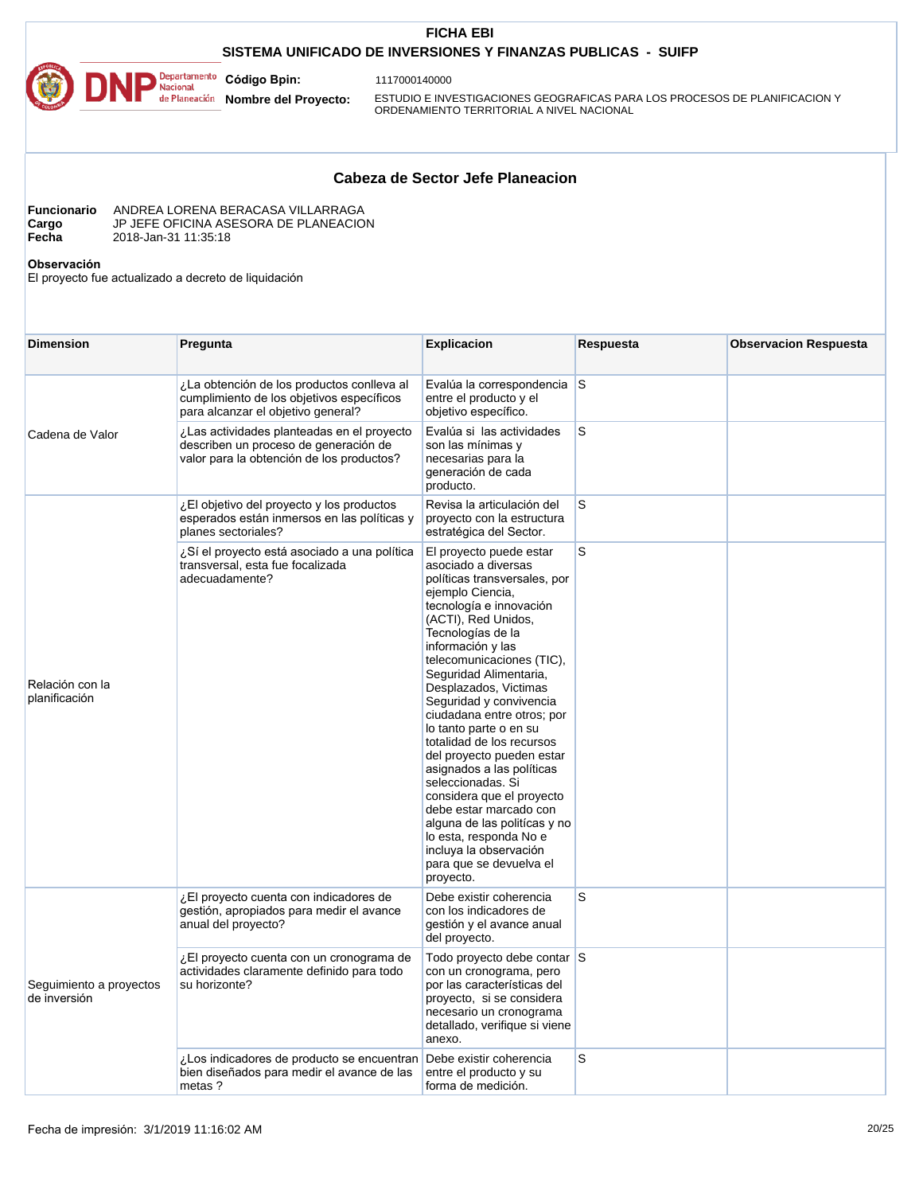**FICHA EBI**

**SISTEMA UNIFICADO DE INVERSIONES Y FINANZAS PUBLICAS - SUIFP**

**Código Bpin:** 1117000140000

**Nombre del Proyecto:** ESTUDIO E INVESTIGACIONES GEOGRAFICAS PARA LOS PROCESOS DE PLANIFICACION Y ORDENAMIENTO TERRITORIAL A NIVEL NACIONAL

## Cabeza de Sector Jefe Planeacion

**Funcionario** ANDREA LORENA BERACASA VILLARRAGA
**Cargo** JP JEFE OFICINA ASESORA DE PLANEACION
**Fecha** 2018-Jan-31 11:35:18

**Observación**
El proyecto fue actualizado a decreto de liquidación

| Dimension | Pregunta | Explicacion | Respuesta | Observacion Respuesta |
|---|---|---|---|---|
| Cadena de Valor | ¿La obtención de los productos conlleva al cumplimiento de los objetivos específicos para alcanzar el objetivo general? | Evalúa la correspondencia entre el producto y el objetivo específico. | S | |
| | ¿Las actividades planteadas en el proyecto describen un proceso de generación de valor para la obtención de los productos? | Evalúa si las actividades son las mínimas y necesarias para la generación de cada producto. | S | |
| Relación con la planificación | ¿El objetivo del proyecto y los productos esperados están inmersos en las políticas y planes sectoriales? | Revisa la articulación del proyecto con la estructura estratégica del Sector. | S | |
| | ¿Sí el proyecto está asociado a una política transversal, esta fue focalizada adecuadamente? | El proyecto puede estar asociado a diversas políticas transversales, por ejemplo Ciencia, tecnología e innovación (ACTI), Red Unidos, Tecnologías de la información y las telecomunicaciones (TIC), Seguridad Alimentaria, Desplazados, Victimas Seguridad y convivencia ciudadana entre otros; por lo tanto parte o en su totalidad de los recursos del proyecto pueden estar asignados a las políticas seleccionadas. Si considera que el proyecto debe estar marcado con alguna de las políticas y no lo esta, responda No e incluya la observación para que se devuelva el proyecto. | S | |
| Seguimiento a proyectos de inversión | ¿El proyecto cuenta con indicadores de gestión, apropiados para medir el avance anual del proyecto? | Debe existir coherencia con los indicadores de gestión y el avance anual del proyecto. | S | |
| | ¿El proyecto cuenta con un cronograma de actividades claramente definido para todo su horizonte? | Todo proyecto debe contar con un cronograma, pero por las características del proyecto, si se considera necesario un cronograma detallado, verifique si viene anexo. | S | |
| | ¿Los indicadores de producto se encuentran bien diseñados para medir el avance de las metas ? | Debe existir coherencia entre el producto y su forma de medición. | S | |

Fecha de impresión: 3/1/2019 11:16:02 AM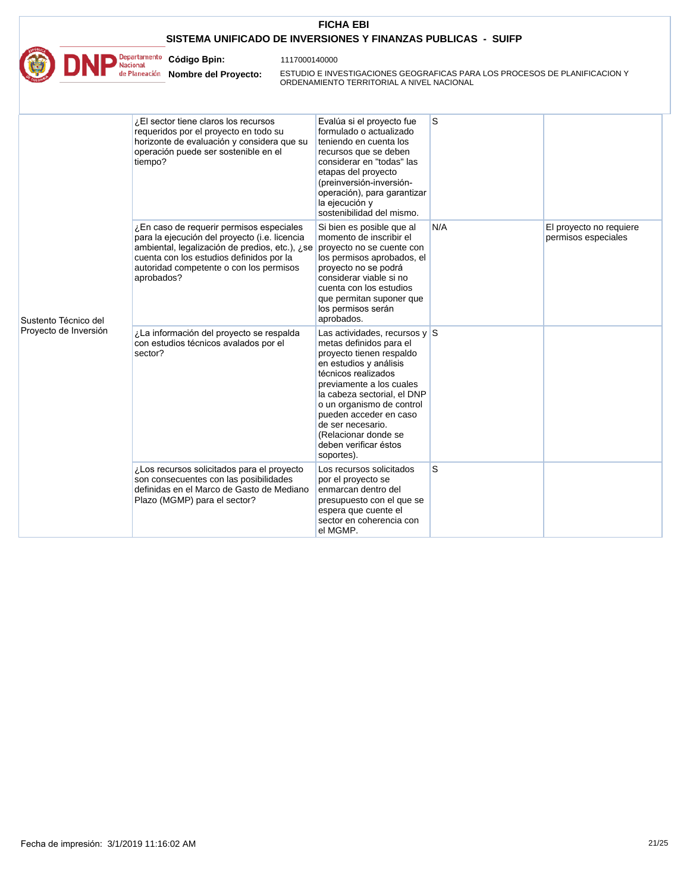# FICHA EBI

## SISTEMA UNIFICADO DE INVERSIONES Y FINANZAS PUBLICAS - SUIFP

**Código Bpin:** 1117000140000

**Nombre del Proyecto:** ESTUDIO E INVESTIGACIONES GEOGRAFICAS PARA LOS PROCESOS DE PLANIFICACION Y ORDENAMIENTO TERRITORIAL A NIVEL NACIONAL

| | | | | |
|---|---|---|---|---|
| Sustento Técnico del Proyecto de Inversión | ¿El sector tiene claros los recursos requeridos por el proyecto en todo su horizonte de evaluación y considera que su operación puede ser sostenible en el tiempo? | Evalúa si el proyecto fue formulado o actualizado teniendo en cuenta los recursos que se deben considerar en "todas" las etapas del proyecto (preinversión-inversión-operación), para garantizar la ejecución y sostenibilidad del mismo. | S | |
| | ¿En caso de requerir permisos especiales para la ejecución del proyecto (i.e. licencia ambiental, legalización de predios, etc.), ¿se cuenta con los estudios definidos por la autoridad competente o con los permisos aprobados? | Si bien es posible que al momento de inscribir el proyecto no se cuente con los permisos aprobados, el proyecto no se podrá considerar viable si no cuenta con los estudios que permitan suponer que los permisos serán aprobados. | N/A | El proyecto no requiere permisos especiales |
| | ¿La información del proyecto se respalda con estudios técnicos avalados por el sector? | Las actividades, recursos y metas definidos para el proyecto tienen respaldo en estudios y análisis técnicos realizados previamente a los cuales la cabeza sectorial, el DNP o un organismo de control pueden acceder en caso de ser necesario. (Relacionar donde se deben verificar éstos soportes). | S | |
| | ¿Los recursos solicitados para el proyecto son consecuentes con las posibilidades definidas en el Marco de Gasto de Mediano Plazo (MGMP) para el sector? | Los recursos solicitados por el proyecto se enmarcan dentro del presupuesto con el que se espera que cuente el sector en coherencia con el MGMP. | S | |

Fecha de impresión: 3/1/2019 11:16:02 AM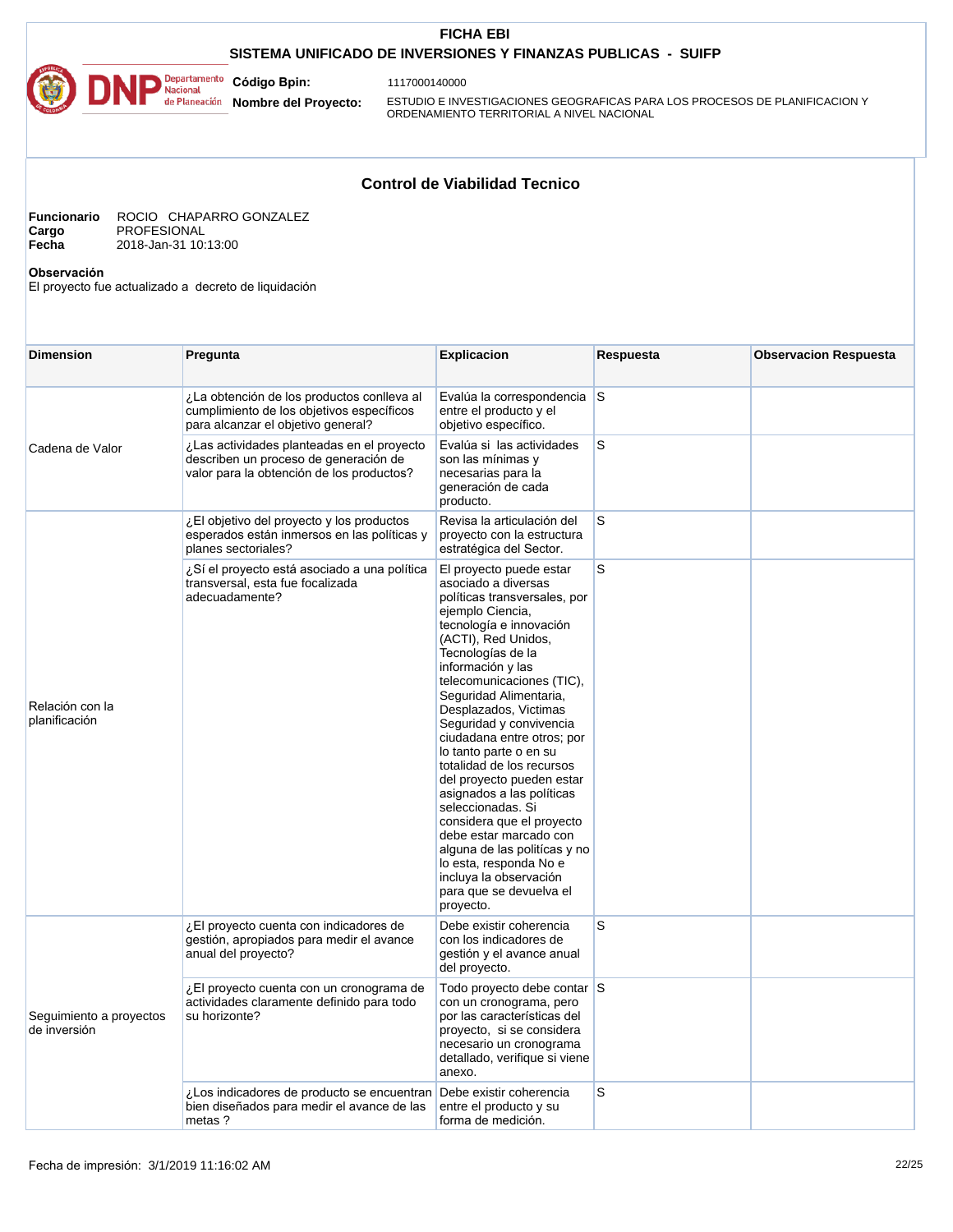**FICHA EBI**

**SISTEMA UNIFICADO DE INVERSIONES Y FINANZAS PUBLICAS - SUIFP**

**Código Bpin:** 1117000140000

**Nombre del Proyecto:** ESTUDIO E INVESTIGACIONES GEOGRAFICAS PARA LOS PROCESOS DE PLANIFICACION Y ORDENAMIENTO TERRITORIAL A NIVEL NACIONAL

## Control de Viabilidad Tecnico

**Funcionario** ROCIO CHAPARRO GONZALEZ
**Cargo** PROFESIONAL
**Fecha** 2018-Jan-31 10:13:00

**Observación**
El proyecto fue actualizado a decreto de liquidación

| Dimension | Pregunta | Explicacion | Respuesta | Observacion Respuesta |
|---|---|---|---|---|
| Cadena de Valor | ¿La obtención de los productos conlleva al cumplimiento de los objetivos específicos para alcanzar el objetivo general? | Evalúa la correspondencia entre el producto y el objetivo específico. | S | |
| | ¿Las actividades planteadas en el proyecto describen un proceso de generación de valor para la obtención de los productos? | Evalúa si las actividades son las mínimas y necesarias para la generación de cada producto. | S | |
| Relación con la planificación | ¿El objetivo del proyecto y los productos esperados están inmersos en las políticas y planes sectoriales? | Revisa la articulación del proyecto con la estructura estratégica del Sector. | S | |
| | ¿Sí el proyecto está asociado a una política transversal, esta fue focalizada adecuadamente? | El proyecto puede estar asociado a diversas políticas transversales, por ejemplo Ciencia, tecnología e innovación (ACTI), Red Unidos, Tecnologías de la información y las telecomunicaciones (TIC), Seguridad Alimentaria, Desplazados, Victimas Seguridad y convivencia ciudadana entre otros; por lo tanto parte o en su totalidad de los recursos del proyecto pueden estar asignados a las políticas seleccionadas. Si considera que el proyecto debe estar marcado con alguna de las políticas y no lo esta, responda No e incluya la observación para que se devuelva el proyecto. | S | |
| Seguimiento a proyectos de inversión | ¿El proyecto cuenta con indicadores de gestión, apropiados para medir el avance anual del proyecto? | Debe existir coherencia con los indicadores de gestión y el avance anual del proyecto. | S | |
| | ¿El proyecto cuenta con un cronograma de actividades claramente definido para todo su horizonte? | Todo proyecto debe contar con un cronograma, pero por las características del proyecto, si se considera necesario un cronograma detallado, verifique si viene anexo. | S | |
| | ¿Los indicadores de producto se encuentran bien diseñados para medir el avance de las metas ? | Debe existir coherencia entre el producto y su forma de medición. | S | |

Fecha de impresión: 3/1/2019 11:16:02 AM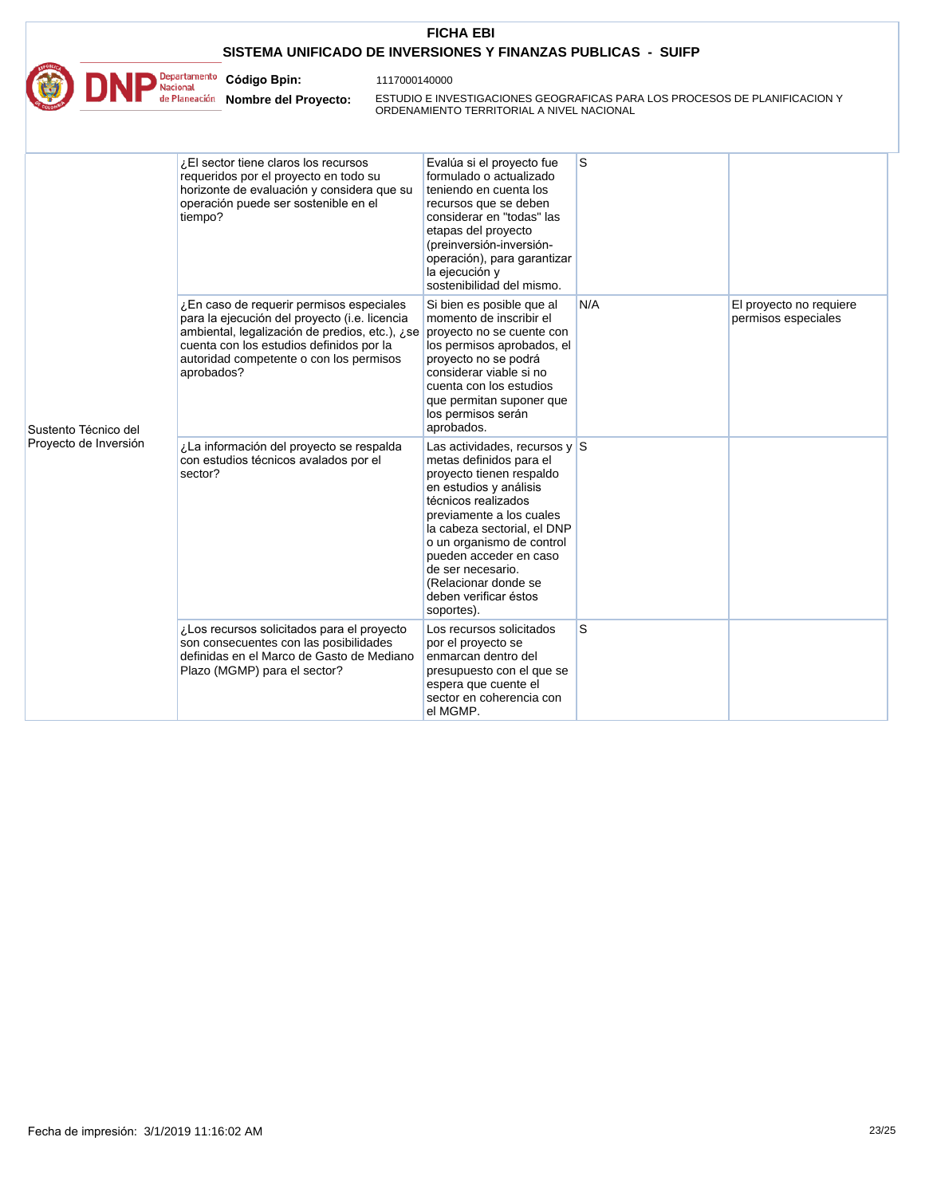**FICHA EBI**

**SISTEMA UNIFICADO DE INVERSIONES Y FINANZAS PUBLICAS - SUIFP**

**Código Bpin:** 1117000140000

**Nombre del Proyecto:** ESTUDIO E INVESTIGACIONES GEOGRAFICAS PARA LOS PROCESOS DE PLANIFICACION Y ORDENAMIENTO TERRITORIAL A NIVEL NACIONAL

| | | | | |
|---|---|---|---|---|
| Sustento Técnico del Proyecto de Inversión | ¿El sector tiene claros los recursos requeridos por el proyecto en todo su horizonte de evaluación y considera que su operación puede ser sostenible en el tiempo? | Evalúa si el proyecto fue formulado o actualizado teniendo en cuenta los recursos que se deben considerar en "todas" las etapas del proyecto (preinversión-inversión-operación), para garantizar la ejecución y sostenibilidad del mismo. | S | |
| | ¿En caso de requerir permisos especiales para la ejecución del proyecto (i.e. licencia ambiental, legalización de predios, etc.), ¿se cuenta con los estudios definidos por la autoridad competente o con los permisos aprobados? | Si bien es posible que al momento de inscribir el proyecto no se cuente con los permisos aprobados, el proyecto no se podrá considerar viable si no cuenta con los estudios que permitan suponer que los permisos serán aprobados. | N/A | El proyecto no requiere permisos especiales |
| | ¿La información del proyecto se respalda con estudios técnicos avalados por el sector? | Las actividades, recursos y metas definidos para el proyecto tienen respaldo en estudios y análisis técnicos realizados previamente a los cuales la cabeza sectorial, el DNP o un organismo de control pueden acceder en caso de ser necesario. (Relacionar donde se deben verificar éstos soportes). | S | |
| | ¿Los recursos solicitados para el proyecto son consecuentes con las posibilidades definidas en el Marco de Gasto de Mediano Plazo (MGMP) para el sector? | Los recursos solicitados por el proyecto se enmarcan dentro del presupuesto con el que se espera que cuente el sector en coherencia con el MGMP. | S | |

Fecha de impresión: 3/1/2019 11:16:02 AM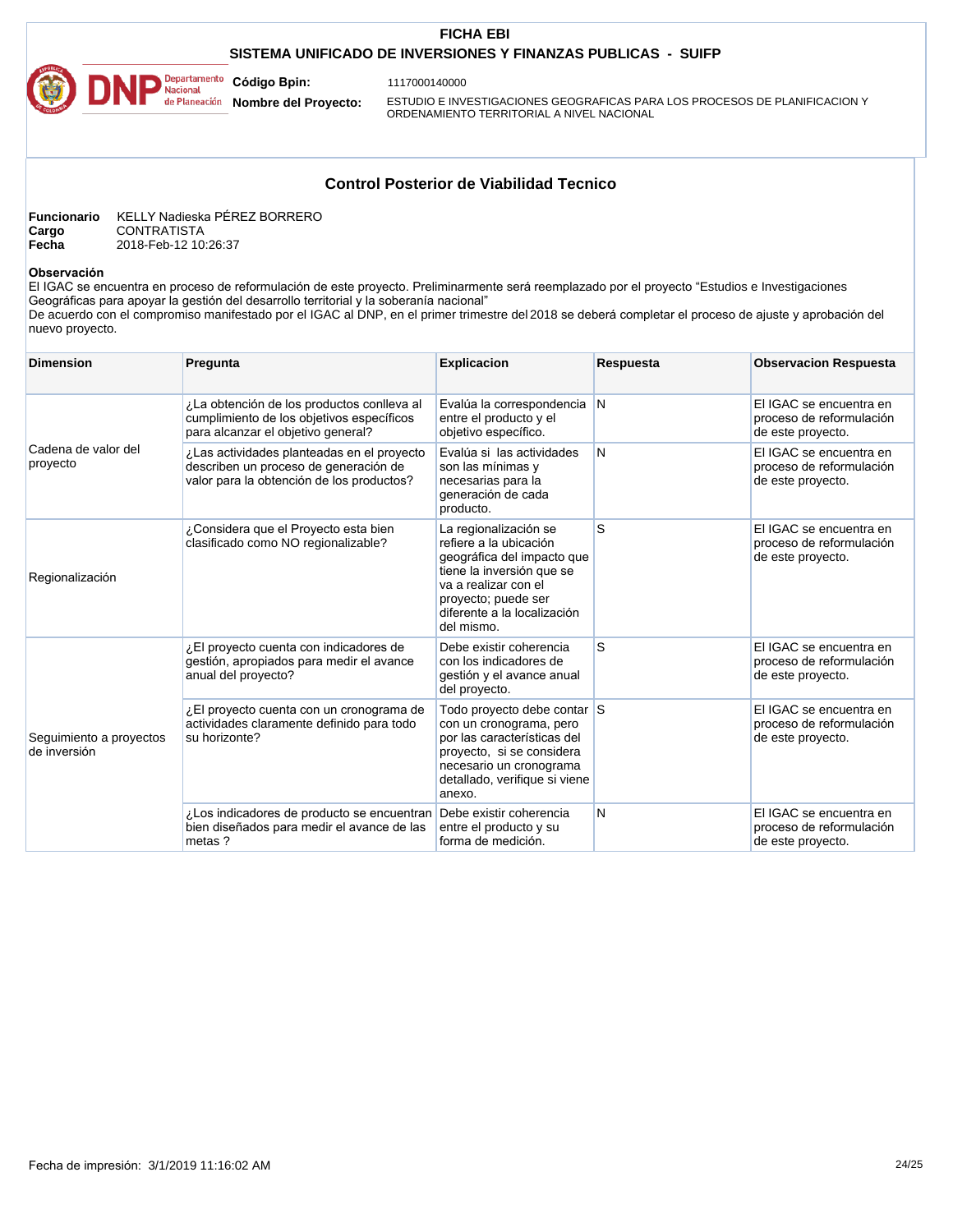**FICHA EBI**

**SISTEMA UNIFICADO DE INVERSIONES Y FINANZAS PUBLICAS - SUIFP**

**Código Bpin:** 1117000140000

**Nombre del Proyecto:** ESTUDIO E INVESTIGACIONES GEOGRAFICAS PARA LOS PROCESOS DE PLANIFICACION Y ORDENAMIENTO TERRITORIAL A NIVEL NACIONAL

## Control Posterior de Viabilidad Tecnico

**Funcionario** KELLY Nadieska PÉREZ BORRERO
**Cargo** CONTRATISTA
**Fecha** 2018-Feb-12 10:26:37

**Observación**
El IGAC se encuentra en proceso de reformulación de este proyecto. Preliminarmente será reemplazado por el proyecto “Estudios e Investigaciones Geográficas para apoyar la gestión del desarrollo territorial y la soberanía nacional”
De acuerdo con el compromiso manifestado por el IGAC al DNP, en el primer trimestre del 2018 se deberá completar el proceso de ajuste y aprobación del nuevo proyecto.

| Dimension | Pregunta | Explicacion | Respuesta | Observacion Respuesta |
|---|---|---|---|---|
| Cadena de valor del proyecto | ¿La obtención de los productos conlleva al cumplimiento de los objetivos específicos para alcanzar el objetivo general? | Evalúa la correspondencia entre el producto y el objetivo específico. | N | El IGAC se encuentra en proceso de reformulación de este proyecto. |
| | ¿Las actividades planteadas en el proyecto describen un proceso de generación de valor para la obtención de los productos? | Evalúa si las actividades son las mínimas y necesarias para la generación de cada producto. | N | El IGAC se encuentra en proceso de reformulación de este proyecto. |
| Regionalización | ¿Considera que el Proyecto esta bien clasificado como NO regionalizable? | La regionalización se refiere a la ubicación geográfica del impacto que tiene la inversión que se va a realizar con el proyecto; puede ser diferente a la localización del mismo. | S | El IGAC se encuentra en proceso de reformulación de este proyecto. |
| Seguimiento a proyectos de inversión | ¿El proyecto cuenta con indicadores de gestión, apropiados para medir el avance anual del proyecto? | Debe existir coherencia con los indicadores de gestión y el avance anual del proyecto. | S | El IGAC se encuentra en proceso de reformulación de este proyecto. |
| | ¿El proyecto cuenta con un cronograma de actividades claramente definido para todo su horizonte? | Todo proyecto debe contar con un cronograma, pero por las características del proyecto, si se considera necesario un cronograma detallado, verifique si viene anexo. | S | El IGAC se encuentra en proceso de reformulación de este proyecto. |
| | ¿Los indicadores de producto se encuentran bien diseñados para medir el avance de las metas ? | Debe existir coherencia entre el producto y su forma de medición. | N | El IGAC se encuentra en proceso de reformulación de este proyecto. |

Fecha de impresión: 3/1/2019 11:16:02 AM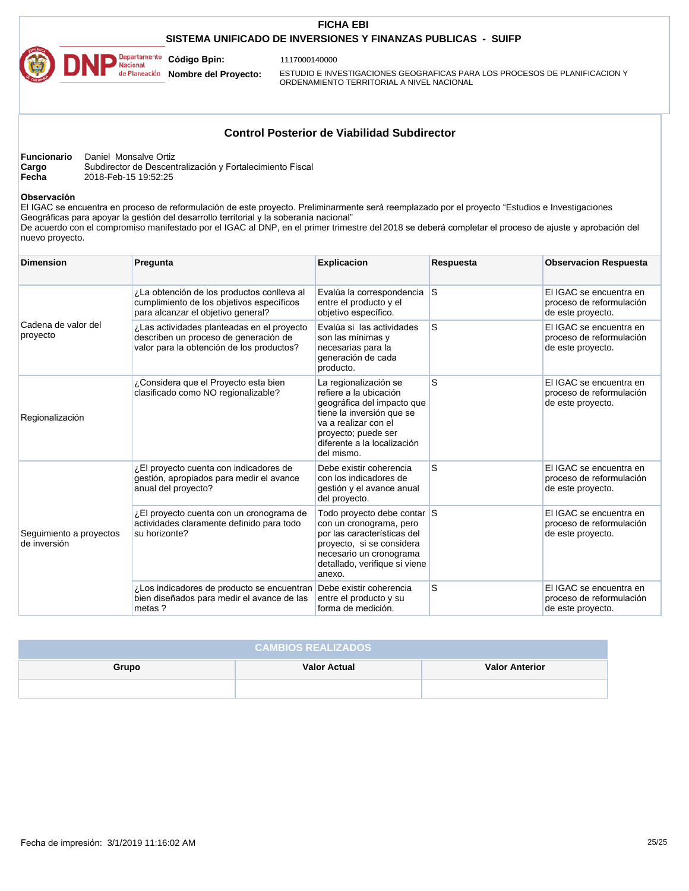# FICHA EBI

## SISTEMA UNIFICADO DE INVERSIONES Y FINANZAS PUBLICAS - SUIFP

**Código Bpin:** 1117000140000

**Nombre del Proyecto:** ESTUDIO E INVESTIGACIONES GEOGRAFICAS PARA LOS PROCESOS DE PLANIFICACION Y ORDENAMIENTO TERRITORIAL A NIVEL NACIONAL

## Control Posterior de Viabilidad Subdirector

**Funcionario** Daniel Monsalve Ortiz
**Cargo** Subdirector de Descentralización y Fortalecimiento Fiscal
**Fecha** 2018-Feb-15 19:52:25

**Observación**
El IGAC se encuentra en proceso de reformulación de este proyecto. Preliminarmente será reemplazado por el proyecto "Estudios e Investigaciones Geográficas para apoyar la gestión del desarrollo territorial y la soberanía nacional"
De acuerdo con el compromiso manifestado por el IGAC al DNP, en el primer trimestre del 2018 se deberá completar el proceso de ajuste y aprobación del nuevo proyecto.

| Dimension | Pregunta | Explicacion | Respuesta | Observacion Respuesta |
|---|---|---|---|---|
| Cadena de valor del proyecto | ¿La obtención de los productos conlleva al cumplimiento de los objetivos específicos para alcanzar el objetivo general? | Evalúa la correspondencia entre el producto y el objetivo específico. | S | El IGAC se encuentra en proceso de reformulación de este proyecto. |
| | ¿Las actividades planteadas en el proyecto describen un proceso de generación de valor para la obtención de los productos? | Evalúa si las actividades son las mínimas y necesarias para la generación de cada producto. | S | El IGAC se encuentra en proceso de reformulación de este proyecto. |
| Regionalización | ¿Considera que el Proyecto esta bien clasificado como NO regionalizable? | La regionalización se refiere a la ubicación geográfica del impacto que tiene la inversión que se va a realizar con el proyecto; puede ser diferente a la localización del mismo. | S | El IGAC se encuentra en proceso de reformulación de este proyecto. |
| Seguimiento a proyectos de inversión | ¿El proyecto cuenta con indicadores de gestión, apropiados para medir el avance anual del proyecto? | Debe existir coherencia con los indicadores de gestión y el avance anual del proyecto. | S | El IGAC se encuentra en proceso de reformulación de este proyecto. |
| | ¿El proyecto cuenta con un cronograma de actividades claramente definido para todo su horizonte? | Todo proyecto debe contar con un cronograma, pero por las características del proyecto, si se considera necesario un cronograma detallado, verifique si viene anexo. | S | El IGAC se encuentra en proceso de reformulación de este proyecto. |
| | ¿Los indicadores de producto se encuentran bien diseñados para medir el avance de las metas ? | Debe existir coherencia entre el producto y su forma de medición. | S | El IGAC se encuentra en proceso de reformulación de este proyecto. |

**CAMBIOS REALIZADOS**

| Grupo | Valor Actual | Valor Anterior |
|---|---|---|
| | | |

Fecha de impresión: 3/1/2019 11:16:02 AM